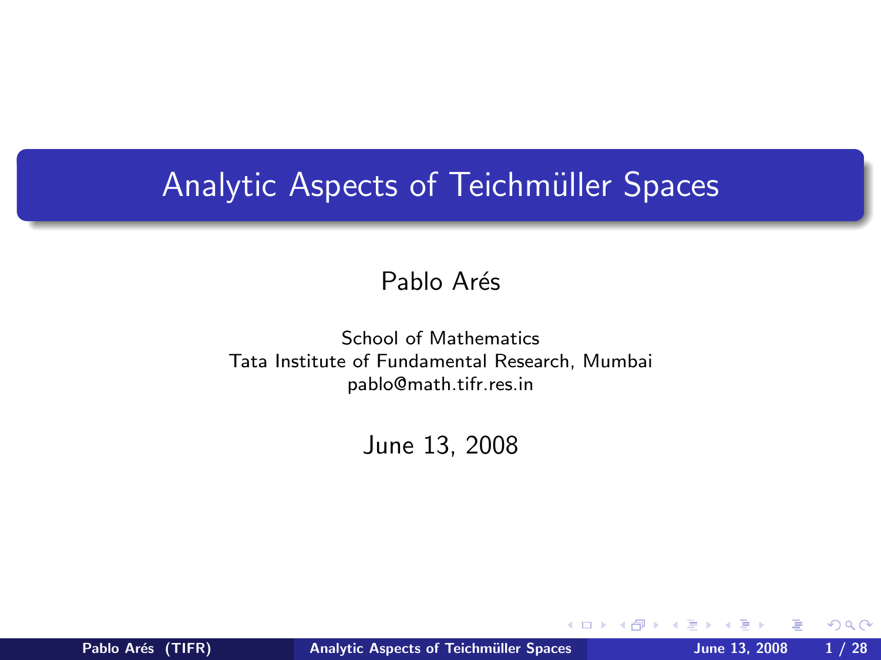# Analytic Aspects of Teichmüller Spaces

Pablo Arés

School of Mathematics
Tata Institute of Fundamental Research, Mumbai
pablo@math.tifr.res.in

June 13, 2008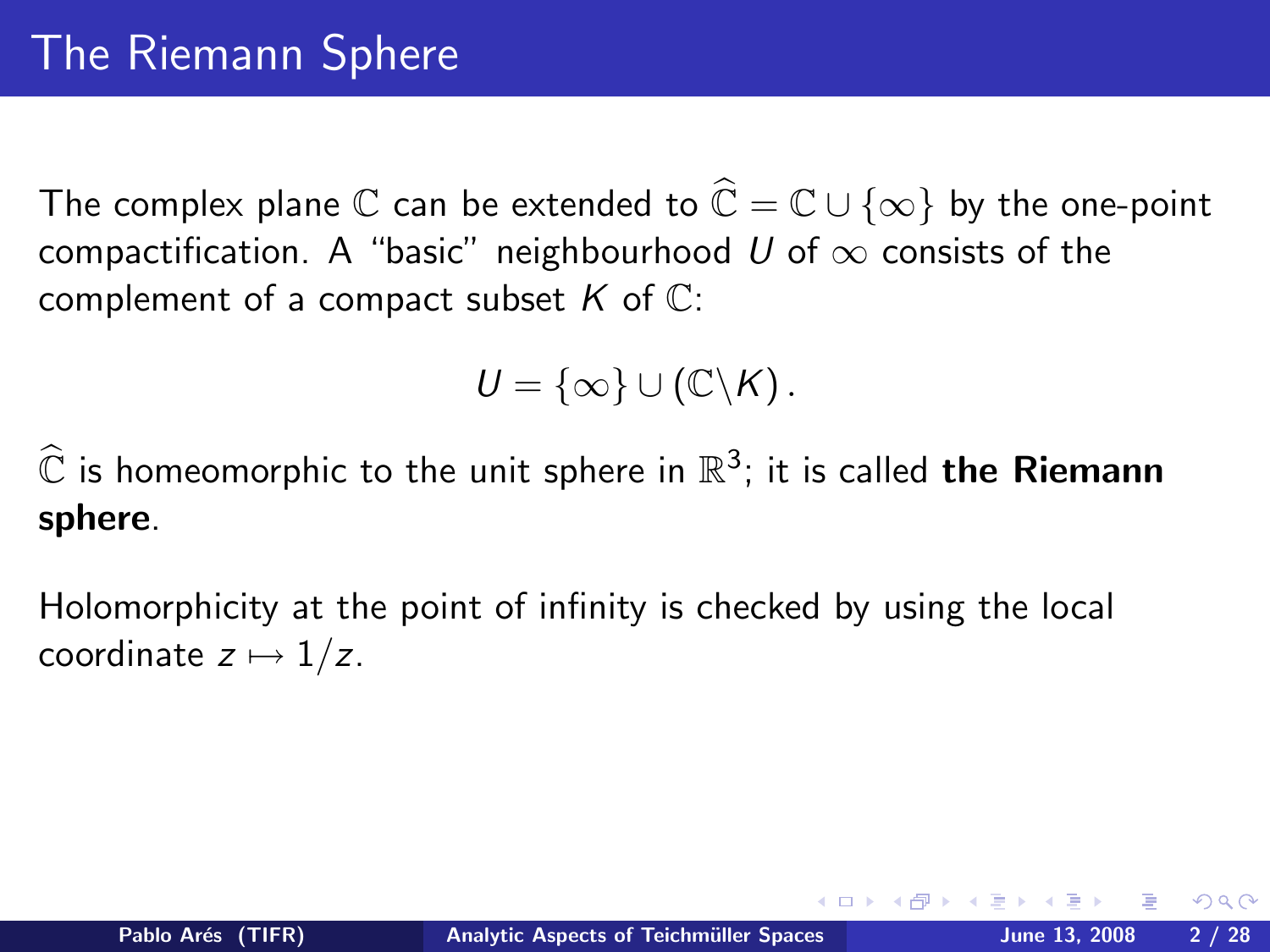# The Riemann Sphere

The complex plane $\mathbb{C}$ can be extended to $\widehat{\mathbb{C}} = \mathbb{C} \cup \{\infty\}$ by the one-point compactification. A "basic" neighbourhood $U$ of $\infty$ consists of the complement of a compact subset $K$ of $\mathbb{C}$:

$$U = \{\infty\} \cup (\mathbb{C} \backslash K) .$$

$\widehat{\mathbb{C}}$ is homeomorphic to the unit sphere in $\mathbb{R}^3$; it is called **the Riemann sphere**.

Holomorphicity at the point of infinity is checked by using the local coordinate $z \mapsto 1/z$.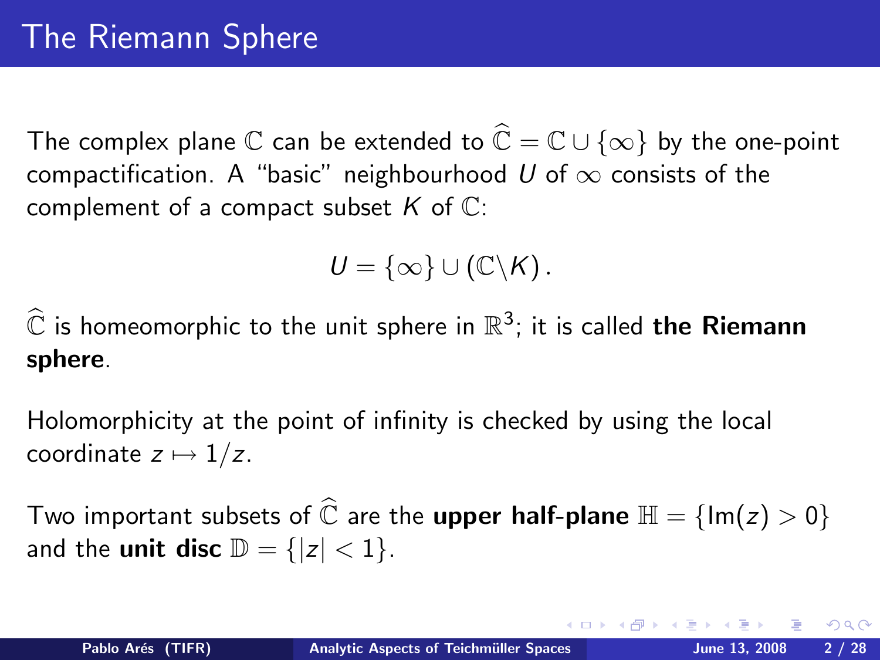# The Riemann Sphere

The complex plane $\mathbb{C}$ can be extended to $\widehat{\mathbb{C}} = \mathbb{C} \cup \{\infty\}$ by the one-point compactification. A "basic" neighbourhood $U$ of $\infty$ consists of the complement of a compact subset $K$ of $\mathbb{C}$:

$$U = \{\infty\} \cup (\mathbb{C} \backslash K).$$

$\widehat{\mathbb{C}}$ is homeomorphic to the unit sphere in $\mathbb{R}^3$; it is called **the Riemann sphere**.

Holomorphicity at the point of infinity is checked by using the local coordinate $z \mapsto 1/z$.

Two important subsets of $\widehat{\mathbb{C}}$ are the **upper half-plane** $\mathbb{H} = \{\mathrm{Im}(z) > 0\}$ and the **unit disc** $\mathbb{D} = \{|z| < 1\}$.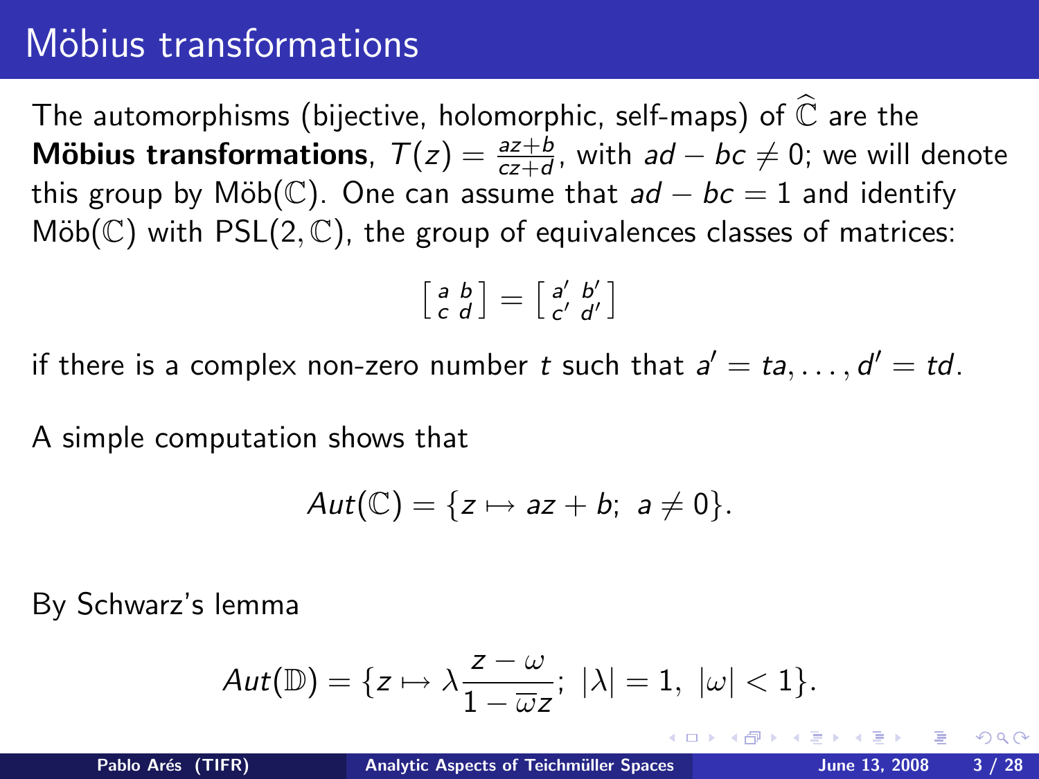# Möbius transformations

The automorphisms (bijective, holomorphic, self-maps) of $\widehat{\mathbb{C}}$ are the **Möbius transformations**, $T(z) = \frac{az+b}{cz+d}$, with $ad - bc \neq 0$; we will denote this group by Möb($\mathbb{C}$). One can assume that $ad - bc = 1$ and identify Möb($\mathbb{C}$) with PSL$(2, \mathbb{C})$, the group of equivalences classes of matrices:

$$\begin{bmatrix} a & b \\ c & d \end{bmatrix} = \begin{bmatrix} a' & b' \\ c' & d' \end{bmatrix}$$

if there is a complex non-zero number $t$ such that $a' = ta, \ldots, d' = td$.

A simple computation shows that

$$Aut(\mathbb{C}) = \{z \mapsto az + b;\ a \neq 0\}.$$

By Schwarz's lemma

$$Aut(\mathbb{D}) = \{z \mapsto \lambda \frac{z - \omega}{1 - \overline{\omega} z};\ |\lambda| = 1,\ |\omega| < 1\}.$$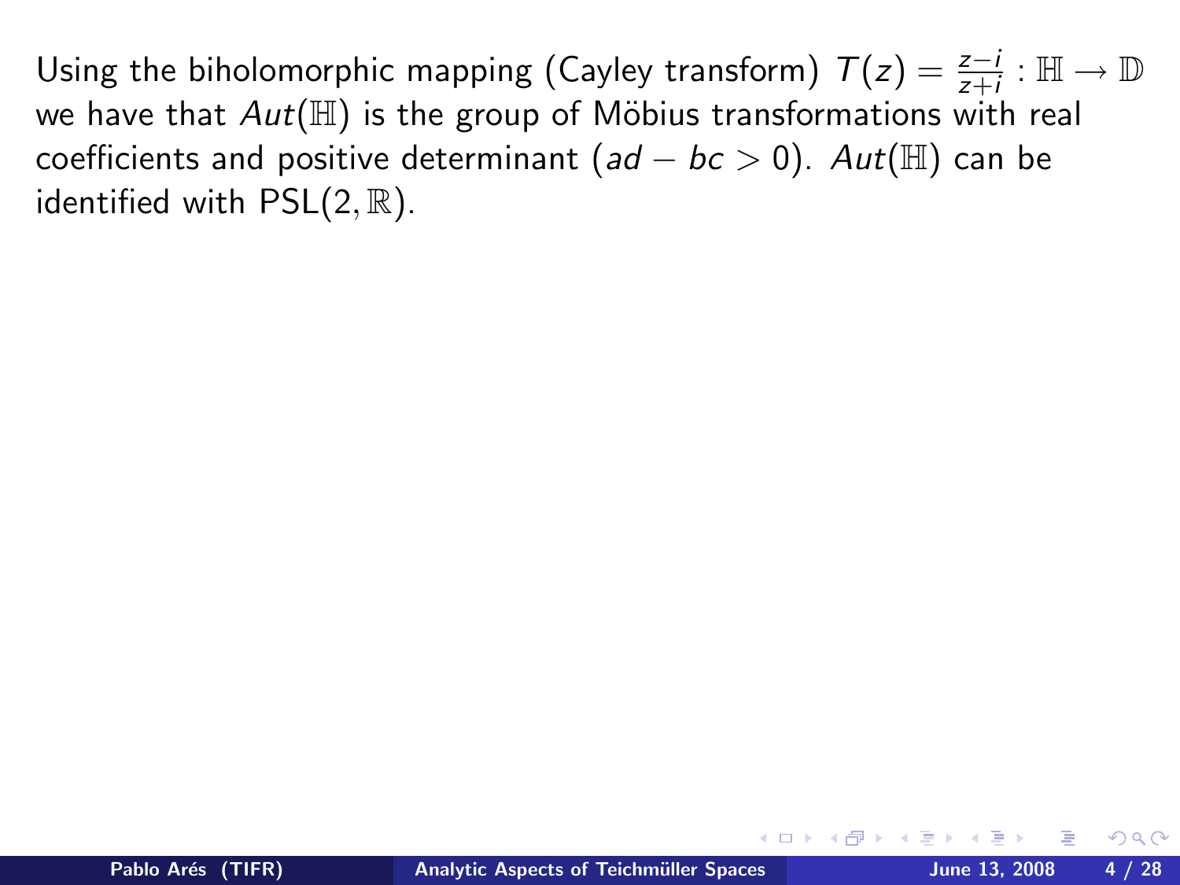Using the biholomorphic mapping (Cayley transform) $T(z) = \frac{z-i}{z+i} : \mathbb{H} \rightarrow \mathbb{D}$ we have that $Aut(\mathbb{H})$ is the group of Möbius transformations with real coefficients and positive determinant ($ad - bc > 0$). $Aut(\mathbb{H})$ can be identified with $\mathrm{PSL}(2, \mathbb{R})$.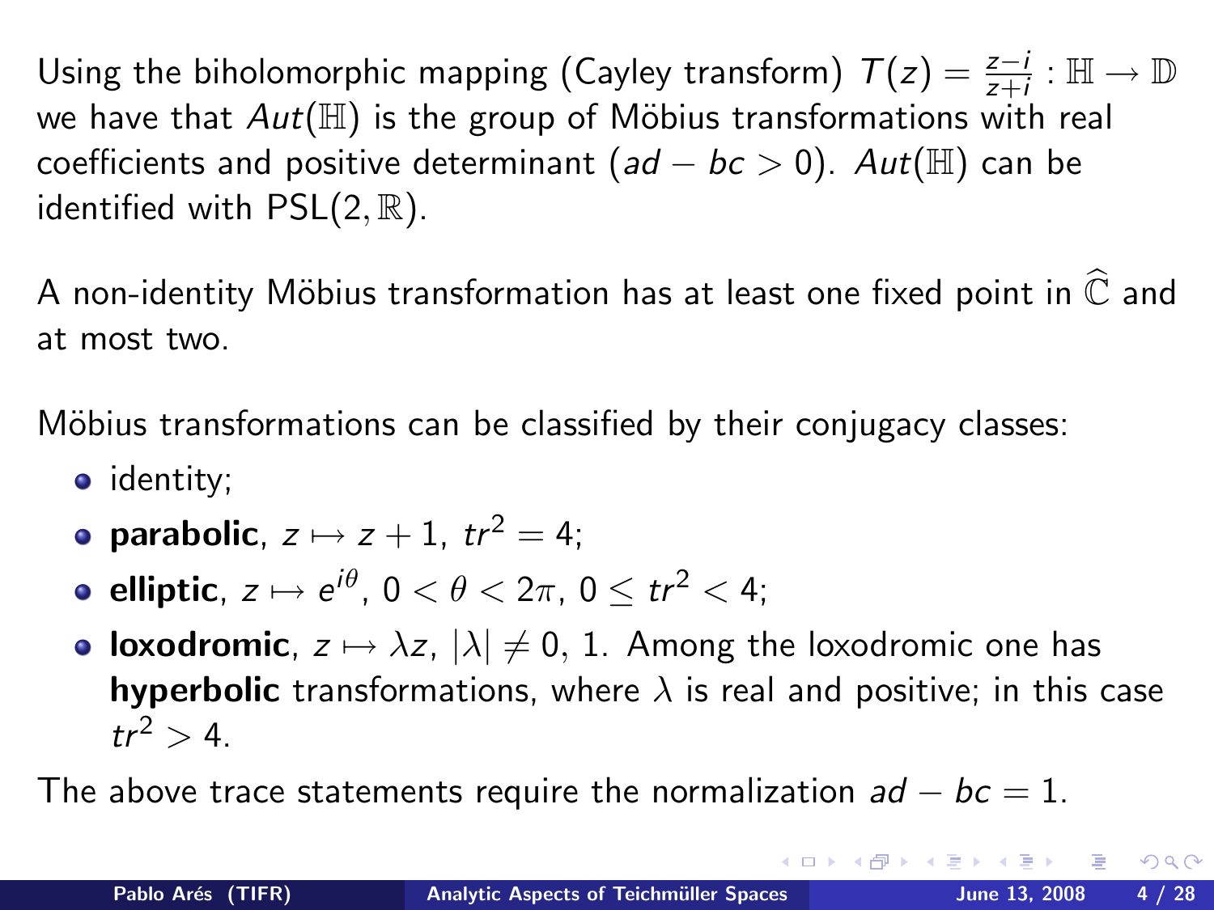Using the biholomorphic mapping (Cayley transform) $T(z) = \frac{z-i}{z+i} : \mathbb{H} \to \mathbb{D}$ we have that $Aut(\mathbb{H})$ is the group of Möbius transformations with real coefficients and positive determinant ($ad - bc > 0$). $Aut(\mathbb{H})$ can be identified with $\mathrm{PSL}(2, \mathbb{R})$.

A non-identity Möbius transformation has at least one fixed point in $\widehat{\mathbb{C}}$ and at most two.

Möbius transformations can be classified by their conjugacy classes:

- identity;
- **parabolic**, $z \mapsto z + 1$, $tr^2 = 4$;
- **elliptic**, $z \mapsto e^{i\theta}$, $0 < \theta < 2\pi$, $0 \leq tr^2 < 4$;
- **loxodromic**, $z \mapsto \lambda z$, $|\lambda| \neq 0, 1$. Among the loxodromic one has **hyperbolic** transformations, where $\lambda$ is real and positive; in this case $tr^2 > 4$.

The above trace statements require the normalization $ad - bc = 1$.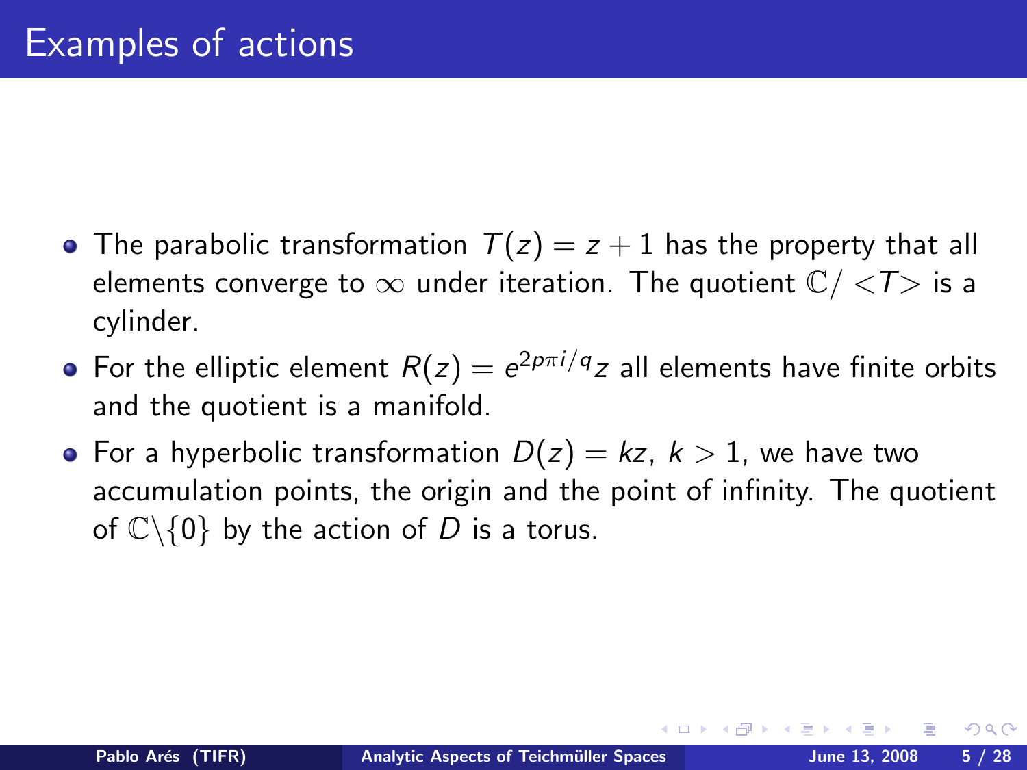# Examples of actions

- The parabolic transformation $T(z) = z + 1$ has the property that all elements converge to $\infty$ under iteration. The quotient $\mathbb{C}/ <T>$ is a cylinder.
- For the elliptic element $R(z) = e^{2p\pi i/q} z$ all elements have finite orbits and the quotient is a manifold.
- For a hyperbolic transformation $D(z) = kz$, $k > 1$, we have two accumulation points, the origin and the point of infinity. The quotient of $\mathbb{C}\backslash\{0\}$ by the action of $D$ is a torus.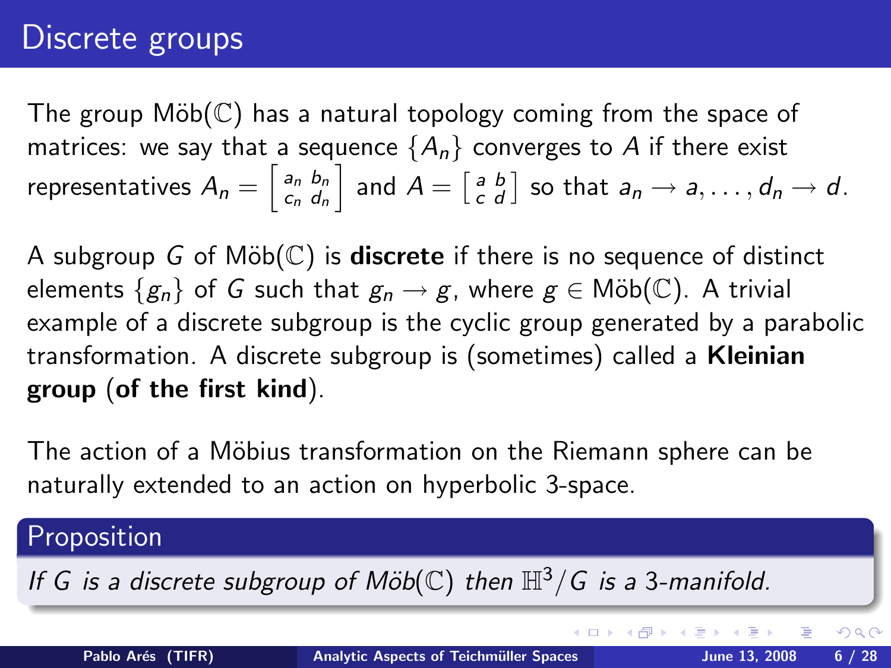# Discrete groups

The group Möb($\mathbb{C}$) has a natural topology coming from the space of matrices: we say that a sequence $\{A_n\}$ converges to $A$ if there exist representatives $A_n = \left[\begin{smallmatrix} a_n & b_n \\ c_n & d_n \end{smallmatrix}\right]$ and $A = \left[\begin{smallmatrix} a & b \\ c & d \end{smallmatrix}\right]$ so that $a_n \to a, \ldots, d_n \to d$.

A subgroup $G$ of Möb($\mathbb{C}$) is **discrete** if there is no sequence of distinct elements $\{g_n\}$ of $G$ such that $g_n \to g$, where $g \in$ Möb($\mathbb{C}$). A trivial example of a discrete subgroup is the cyclic group generated by a parabolic transformation. A discrete subgroup is (sometimes) called a **Kleinian group (of the first kind)**.

The action of a Möbius transformation on the Riemann sphere can be naturally extended to an action on hyperbolic 3-space.

**Proposition**

*If $G$ is a discrete subgroup of Möb($\mathbb{C}$) then $\mathbb{H}^3/G$ is a 3-manifold.*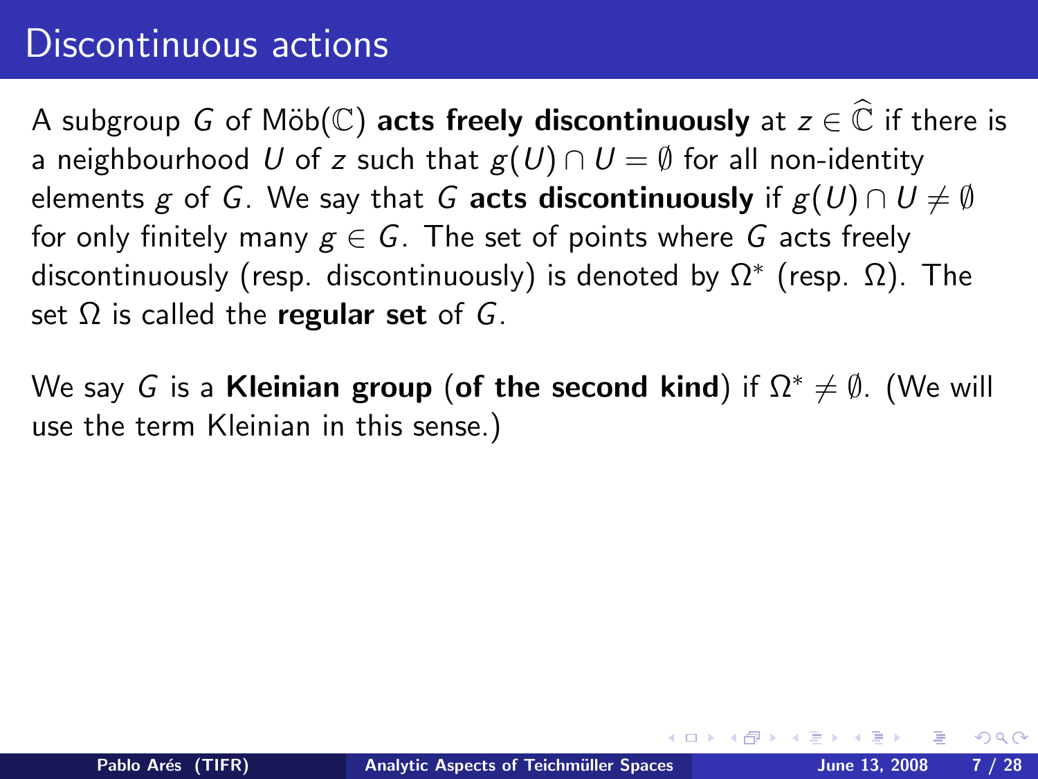# Discontinuous actions

A subgroup $G$ of Möb($\mathbb{C}$) **acts freely discontinuously** at $z \in \widehat{\mathbb{C}}$ if there is a neighbourhood $U$ of $z$ such that $g(U) \cap U = \emptyset$ for all non-identity elements $g$ of $G$. We say that $G$ **acts discontinuously** if $g(U) \cap U \neq \emptyset$ for only finitely many $g \in G$. The set of points where $G$ acts freely discontinuously (resp. discontinuously) is denoted by $\Omega^*$ (resp. $\Omega$). The set $\Omega$ is called the **regular set** of $G$.

We say $G$ is a **Kleinian group** (**of the second kind**) if $\Omega^* \neq \emptyset$. (We will use the term Kleinian in this sense.)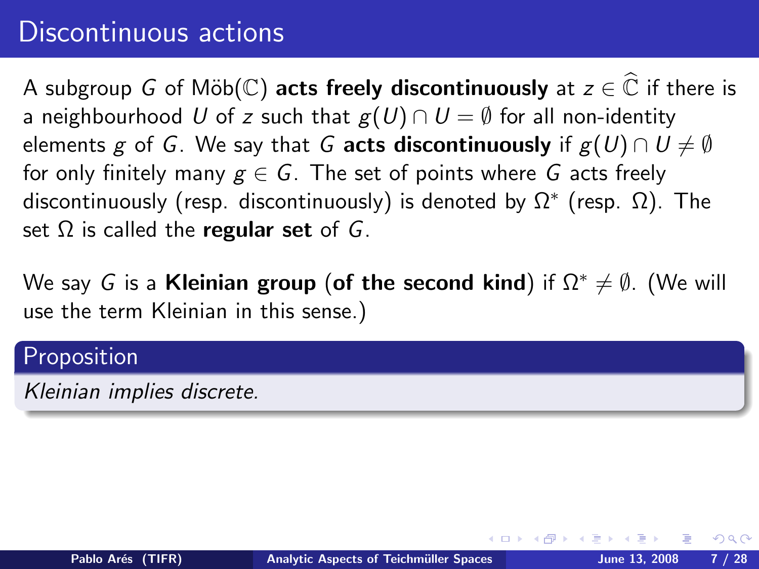# Discontinuous actions

A subgroup $G$ of Möb($\mathbb{C}$) **acts freely discontinuously** at $z \in \widehat{\mathbb{C}}$ if there is a neighbourhood $U$ of $z$ such that $g(U) \cap U = \emptyset$ for all non-identity elements $g$ of $G$. We say that $G$ **acts discontinuously** if $g(U) \cap U \neq \emptyset$ for only finitely many $g \in G$. The set of points where $G$ acts freely discontinuously (resp. discontinuously) is denoted by $\Omega^*$ (resp. $\Omega$). The set $\Omega$ is called the **regular set** of $G$.

We say $G$ is a **Kleinian group (of the second kind)** if $\Omega^* \neq \emptyset$. (We will use the term Kleinian in this sense.)

**Proposition**

*Kleinian implies discrete.*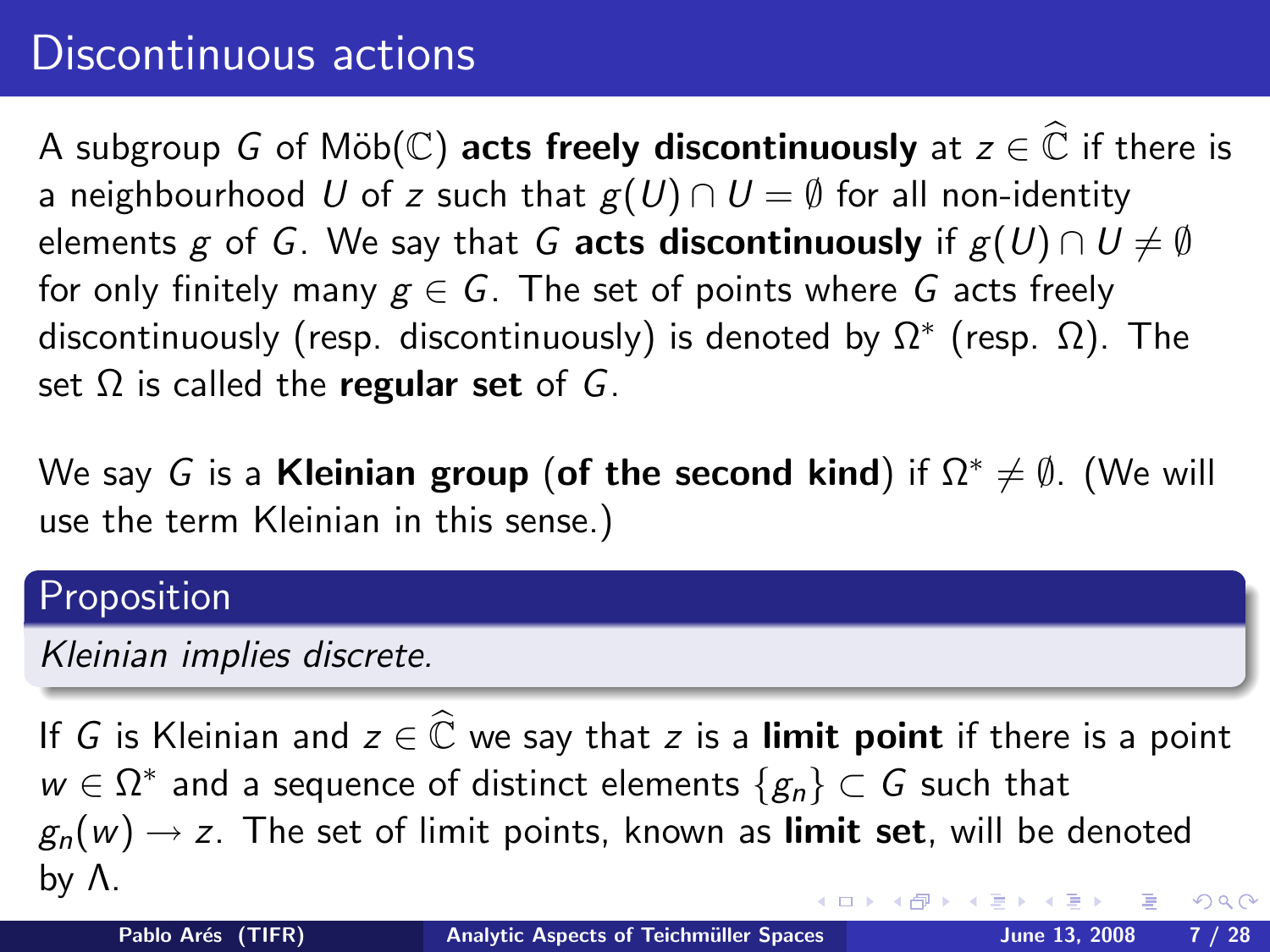# Discontinuous actions

A subgroup $G$ of Möb($\mathbb{C}$) **acts freely discontinuously** at $z \in \widehat{\mathbb{C}}$ if there is a neighbourhood $U$ of $z$ such that $g(U) \cap U = \emptyset$ for all non-identity elements $g$ of $G$. We say that $G$ **acts discontinuously** if $g(U) \cap U \neq \emptyset$ for only finitely many $g \in G$. The set of points where $G$ acts freely discontinuously (resp. discontinuously) is denoted by $\Omega^*$ (resp. $\Omega$). The set $\Omega$ is called the **regular set** of $G$.

We say $G$ is a **Kleinian group** (**of the second kind**) if $\Omega^* \neq \emptyset$. (We will use the term Kleinian in this sense.)

**Proposition**

*Kleinian implies discrete.*

If $G$ is Kleinian and $z \in \widehat{\mathbb{C}}$ we say that $z$ is a **limit point** if there is a point $w \in \Omega^*$ and a sequence of distinct elements $\{g_n\} \subset G$ such that $g_n(w) \to z$. The set of limit points, known as **limit set**, will be denoted by $\Lambda$.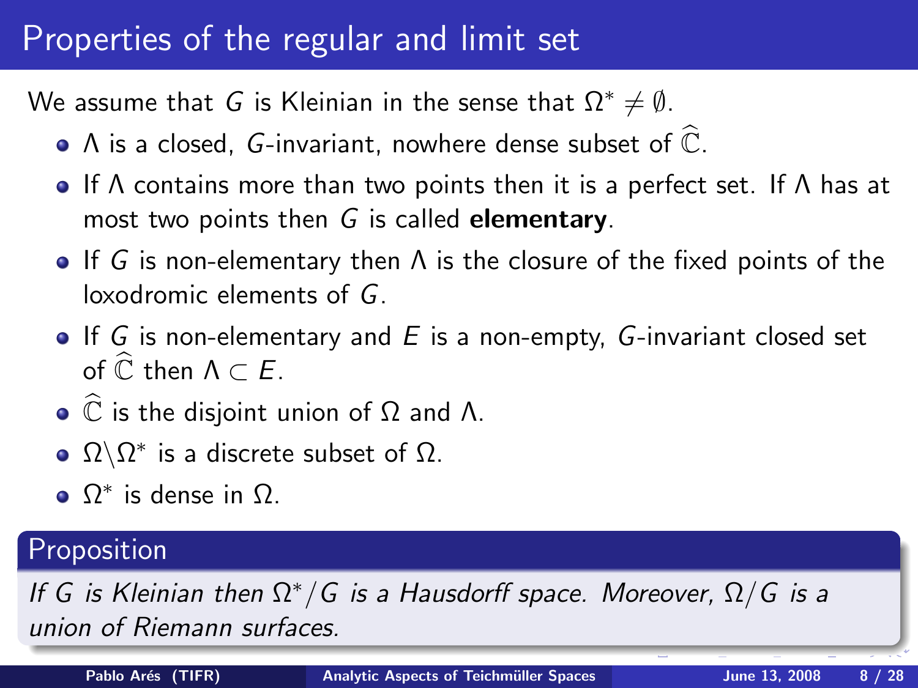# Properties of the regular and limit set

We assume that $G$ is Kleinian in the sense that $\Omega^* \neq \emptyset$.

- $\Lambda$ is a closed, $G$-invariant, nowhere dense subset of $\widehat{\mathbb{C}}$.
- If $\Lambda$ contains more than two points then it is a perfect set. If $\Lambda$ has at most two points then $G$ is called **elementary**.
- If $G$ is non-elementary then $\Lambda$ is the closure of the fixed points of the loxodromic elements of $G$.
- If $G$ is non-elementary and $E$ is a non-empty, $G$-invariant closed set of $\widehat{\mathbb{C}}$ then $\Lambda \subset E$.
- $\widehat{\mathbb{C}}$ is the disjoint union of $\Omega$ and $\Lambda$.
- $\Omega \backslash \Omega^*$ is a discrete subset of $\Omega$.
- $\Omega^*$ is dense in $\Omega$.

**Proposition**

*If $G$ is Kleinian then $\Omega^*/G$ is a Hausdorff space. Moreover, $\Omega/G$ is a union of Riemann surfaces.*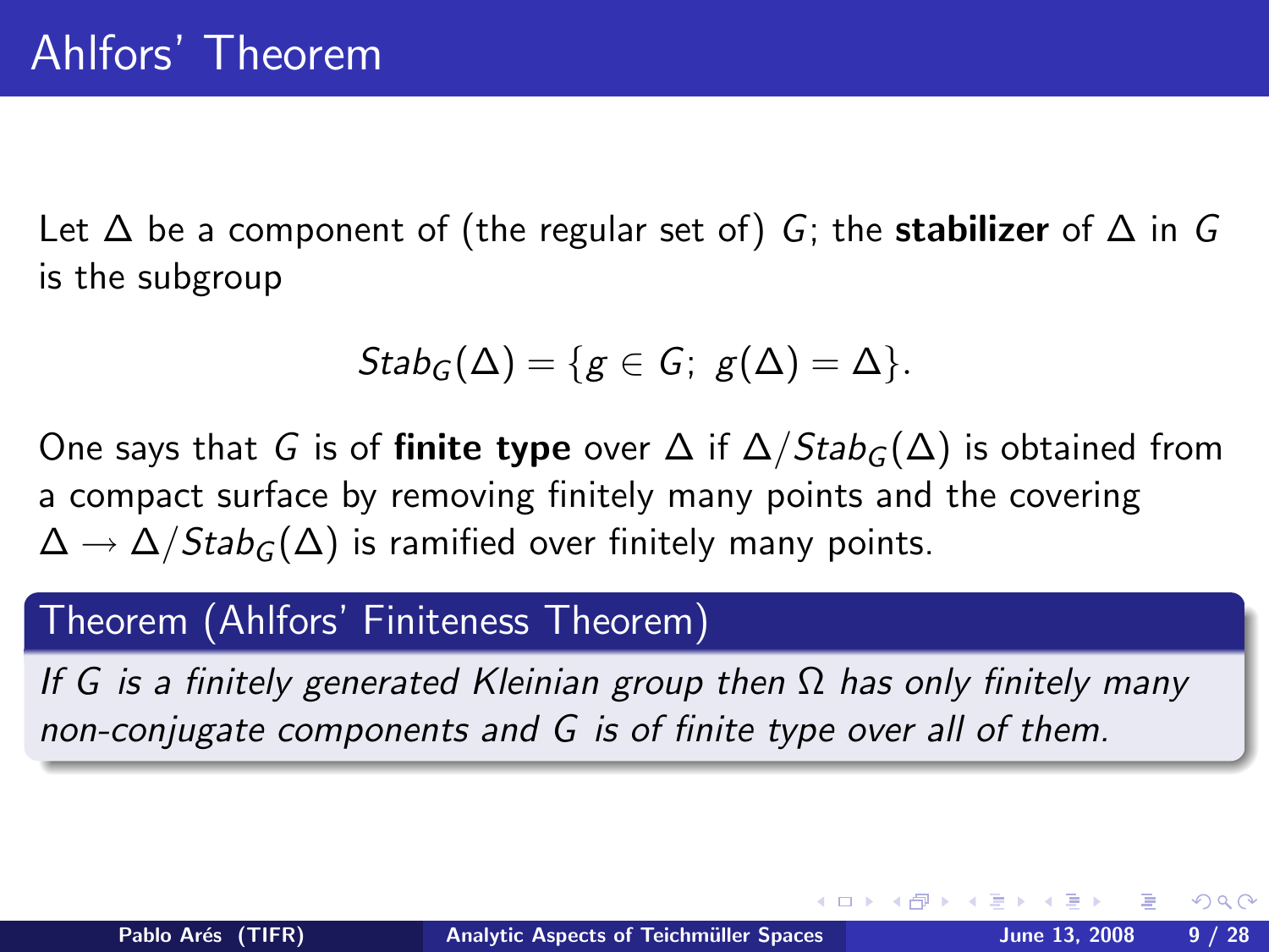# Ahlfors' Theorem

Let $\Delta$ be a component of (the regular set of) $G$; the **stabilizer** of $\Delta$ in $G$ is the subgroup

$$Stab_G(\Delta) = \{g \in G;\ g(\Delta) = \Delta\}.$$

One says that $G$ is of **finite type** over $\Delta$ if $\Delta / Stab_G(\Delta)$ is obtained from a compact surface by removing finitely many points and the covering $\Delta \to \Delta / Stab_G(\Delta)$ is ramified over finitely many points.

**Theorem (Ahlfors' Finiteness Theorem)**

*If $G$ is a finitely generated Kleinian group then $\Omega$ has only finitely many non-conjugate components and $G$ is of finite type over all of them.*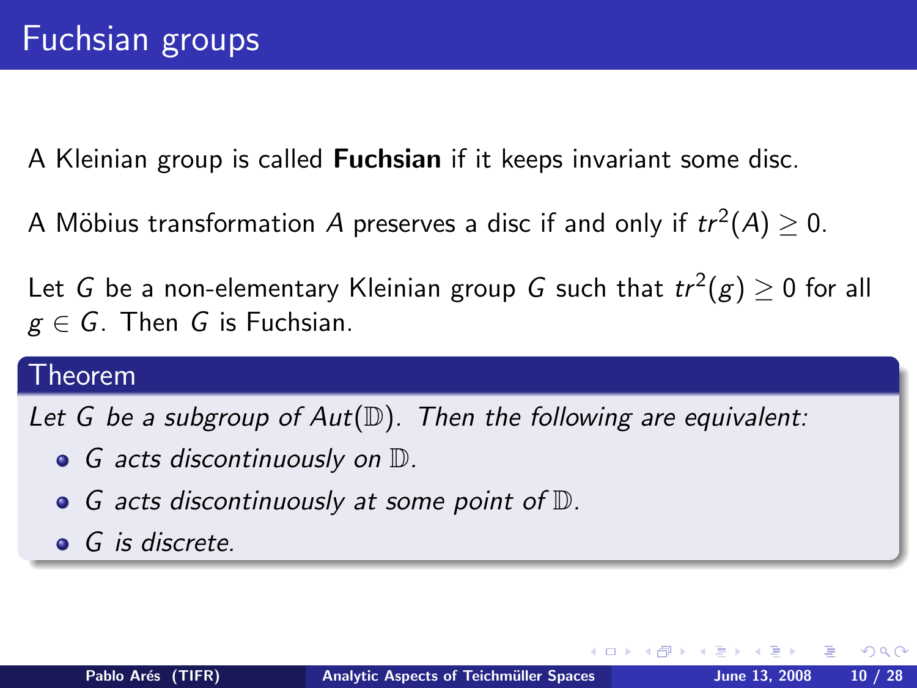# Fuchsian groups

A Kleinian group is called **Fuchsian** if it keeps invariant some disc.

A Möbius transformation $A$ preserves a disc if and only if $tr^2(A) \geq 0$.

Let $G$ be a non-elementary Kleinian group $G$ such that $tr^2(g) \geq 0$ for all $g \in G$. Then $G$ is Fuchsian.

**Theorem**

*Let $G$ be a subgroup of $Aut(\mathbb{D})$. Then the following are equivalent:*

- *$G$ acts discontinuously on $\mathbb{D}$.*
- *$G$ acts discontinuously at some point of $\mathbb{D}$.*
- *$G$ is discrete.*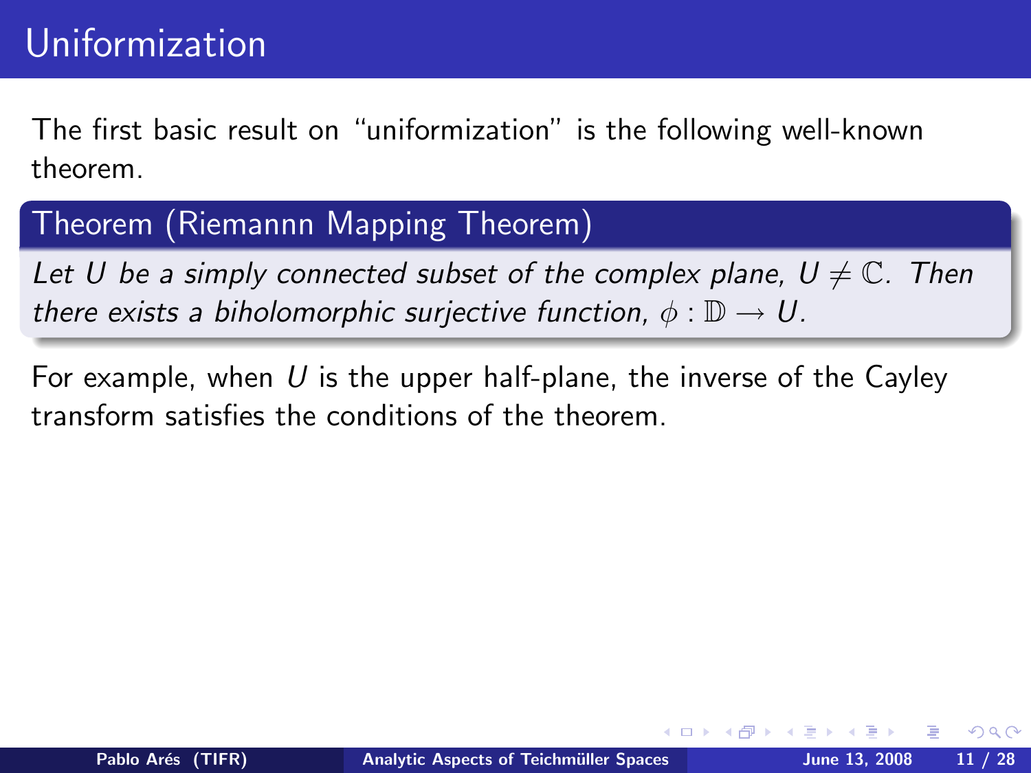# Uniformization

The first basic result on "uniformization" is the following well-known theorem.

**Theorem (Riemannn Mapping Theorem)**

*Let $U$ be a simply connected subset of the complex plane, $U \neq \mathbb{C}$. Then there exists a biholomorphic surjective function, $\phi : \mathbb{D} \to U$.*

For example, when $U$ is the upper half-plane, the inverse of the Cayley transform satisfies the conditions of the theorem.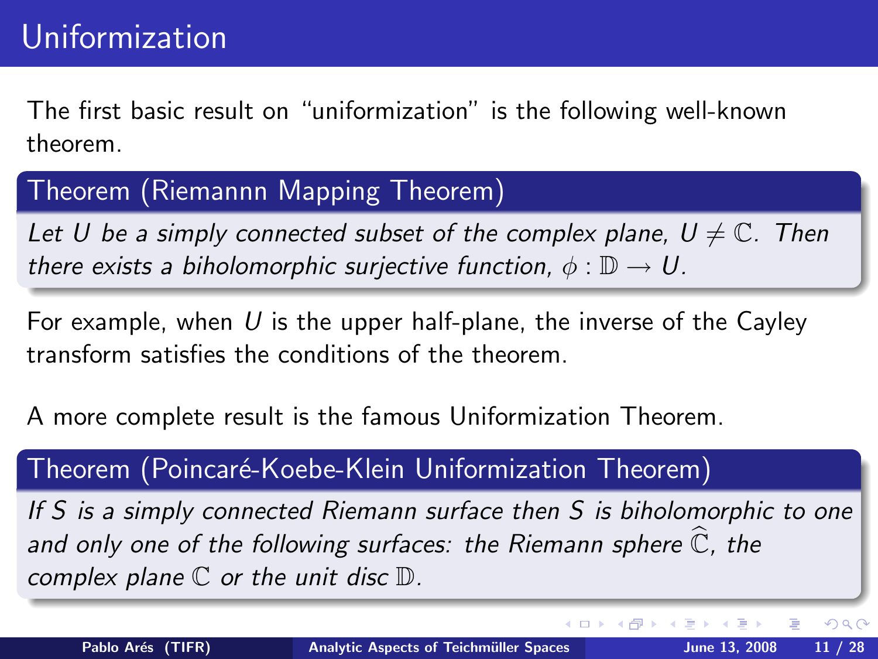# Uniformization

The first basic result on "uniformization" is the following well-known theorem.

**Theorem (Riemannn Mapping Theorem)**

*Let $U$ be a simply connected subset of the complex plane, $U \neq \mathbb{C}$. Then there exists a biholomorphic surjective function, $\phi : \mathbb{D} \to U$.*

For example, when $U$ is the upper half-plane, the inverse of the Cayley transform satisfies the conditions of the theorem.

A more complete result is the famous Uniformization Theorem.

**Theorem (Poincaré-Koebe-Klein Uniformization Theorem)**

*If $S$ is a simply connected Riemann surface then $S$ is biholomorphic to one and only one of the following surfaces: the Riemann sphere $\widehat{\mathbb{C}}$, the complex plane $\mathbb{C}$ or the unit disc $\mathbb{D}$.*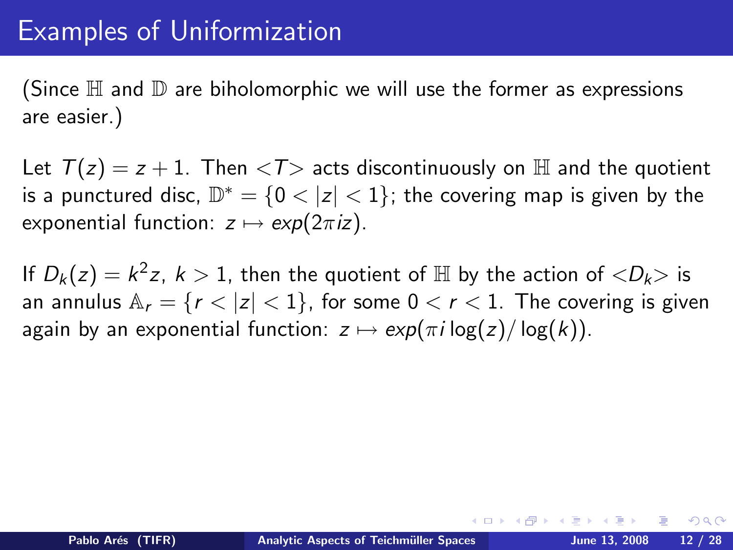# Examples of Uniformization

(Since $\mathbb{H}$ and $\mathbb{D}$ are biholomorphic we will use the former as expressions are easier.)

Let $T(z) = z + 1$. Then $<T>$ acts discontinuously on $\mathbb{H}$ and the quotient is a punctured disc, $\mathbb{D}^* = \{0 < |z| < 1\}$; the covering map is given by the exponential function: $z \mapsto exp(2\pi iz)$.

If $D_k(z) = k^2 z$, $k > 1$, then the quotient of $\mathbb{H}$ by the action of $<D_k>$ is an annulus $\mathbb{A}_r = \{r < |z| < 1\}$, for some $0 < r < 1$. The covering is given again by an exponential function: $z \mapsto exp(\pi i \log(z)/\log(k))$.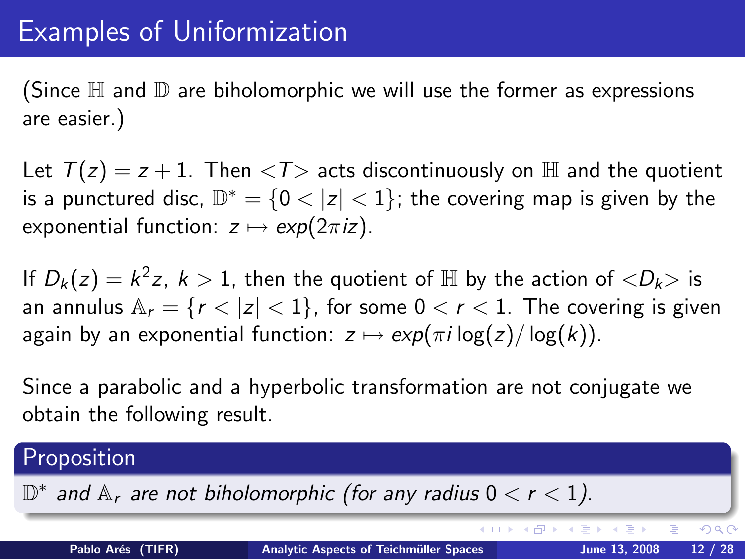# Examples of Uniformization

(Since $\mathbb{H}$ and $\mathbb{D}$ are biholomorphic we will use the former as expressions are easier.)

Let $T(z) = z + 1$. Then $<T>$ acts discontinuously on $\mathbb{H}$ and the quotient is a punctured disc, $\mathbb{D}^* = \{0 < |z| < 1\}$; the covering map is given by the exponential function: $z \mapsto exp(2\pi iz)$.

If $D_k(z) = k^2 z$, $k > 1$, then the quotient of $\mathbb{H}$ by the action of $<D_k>$ is an annulus $\mathbb{A}_r = \{r < |z| < 1\}$, for some $0 < r < 1$. The covering is given again by an exponential function: $z \mapsto exp(\pi i \log(z)/\log(k))$.

Since a parabolic and a hyperbolic transformation are not conjugate we obtain the following result.

**Proposition**

*$\mathbb{D}^*$ and $\mathbb{A}_r$ are not biholomorphic (for any radius $0 < r < 1$).*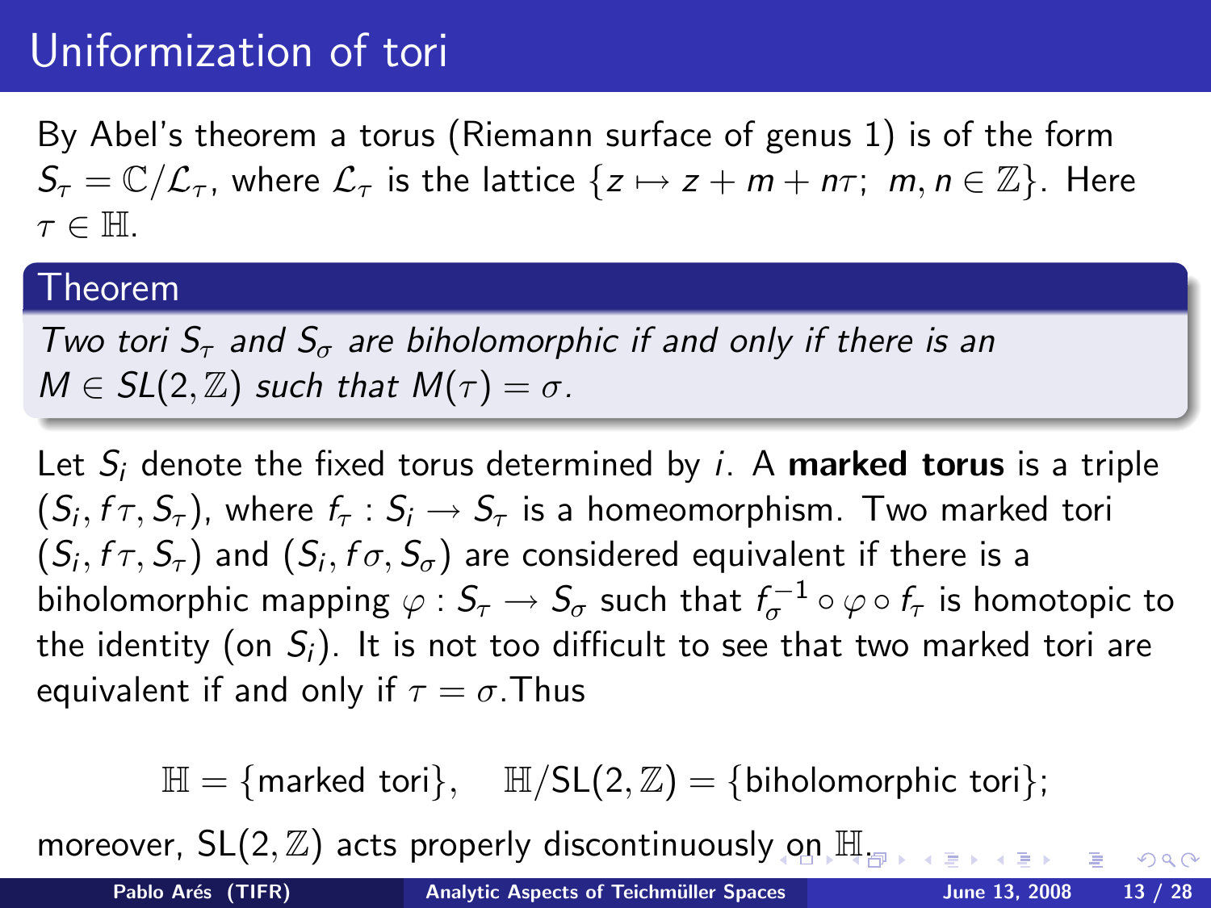# Uniformization of tori

By Abel's theorem a torus (Riemann surface of genus 1) is of the form $S_\tau = \mathbb{C}/\mathcal{L}_\tau$, where $\mathcal{L}_\tau$ is the lattice $\{z \mapsto z + m + n\tau;\ m, n \in \mathbb{Z}\}$. Here $\tau \in \mathbb{H}$.

**Theorem**

*Two tori $S_\tau$ and $S_\sigma$ are biholomorphic if and only if there is an $M \in SL(2,\mathbb{Z})$ such that $M(\tau) = \sigma$.*

Let $S_i$ denote the fixed torus determined by $i$. A **marked torus** is a triple $(S_i, f\tau, S_\tau)$, where $f_\tau : S_i \to S_\tau$ is a homeomorphism. Two marked tori $(S_i, f\tau, S_\tau)$ and $(S_i, f\sigma, S_\sigma)$ are considered equivalent if there is a biholomorphic mapping $\varphi : S_\tau \to S_\sigma$ such that $f_\sigma^{-1} \circ \varphi \circ f_\tau$ is homotopic to the identity (on $S_i$). It is not too difficult to see that two marked tori are equivalent if and only if $\tau = \sigma$.Thus

$$\mathbb{H} = \{\text{marked tori}\}, \quad \mathbb{H}/\mathrm{SL}(2,\mathbb{Z}) = \{\text{biholomorphic tori}\};$$

moreover, $\mathrm{SL}(2,\mathbb{Z})$ acts properly discontinuously on $\mathbb{H}$.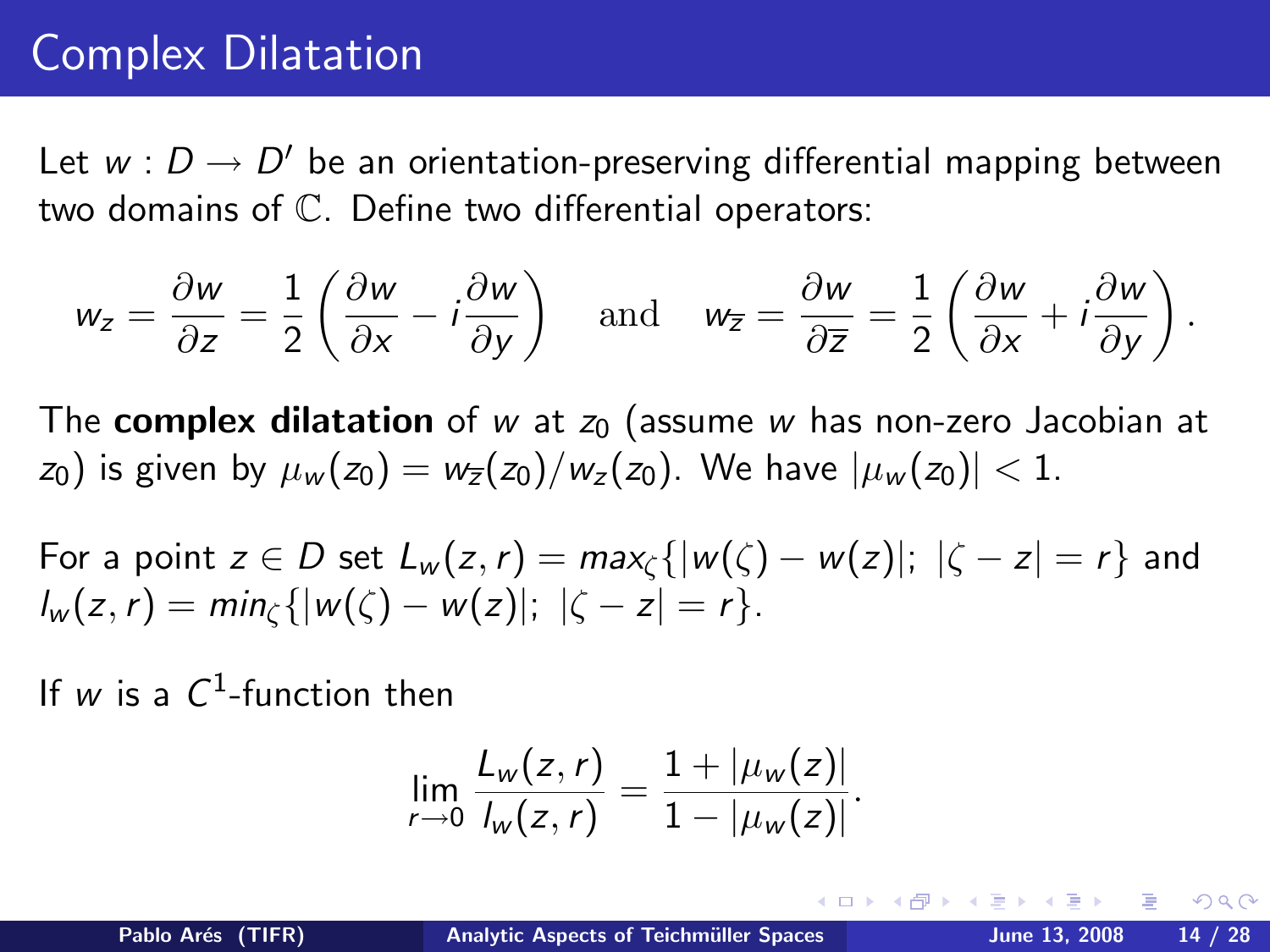# Complex Dilatation

Let $w : D \to D'$ be an orientation-preserving differential mapping between two domains of $\mathbb{C}$. Define two differential operators:

$$w_z = \frac{\partial w}{\partial z} = \frac{1}{2}\left(\frac{\partial w}{\partial x} - i\frac{\partial w}{\partial y}\right) \quad \text{and} \quad w_{\overline{z}} = \frac{\partial w}{\partial \overline{z}} = \frac{1}{2}\left(\frac{\partial w}{\partial x} + i\frac{\partial w}{\partial y}\right).$$

The **complex dilatation** of $w$ at $z_0$ (assume $w$ has non-zero Jacobian at $z_0$) is given by $\mu_w(z_0) = w_{\overline{z}}(z_0)/w_z(z_0)$. We have $|\mu_w(z_0)| < 1$.

For a point $z \in D$ set $L_w(z,r) = max_\zeta\{|w(\zeta) - w(z)|;\ |\zeta - z| = r\}$ and $l_w(z,r) = min_\zeta\{|w(\zeta) - w(z)|;\ |\zeta - z| = r\}$.

If $w$ is a $C^1$-function then

$$\lim_{r\to 0} \frac{L_w(z,r)}{l_w(z,r)} = \frac{1 + |\mu_w(z)|}{1 - |\mu_w(z)|}.$$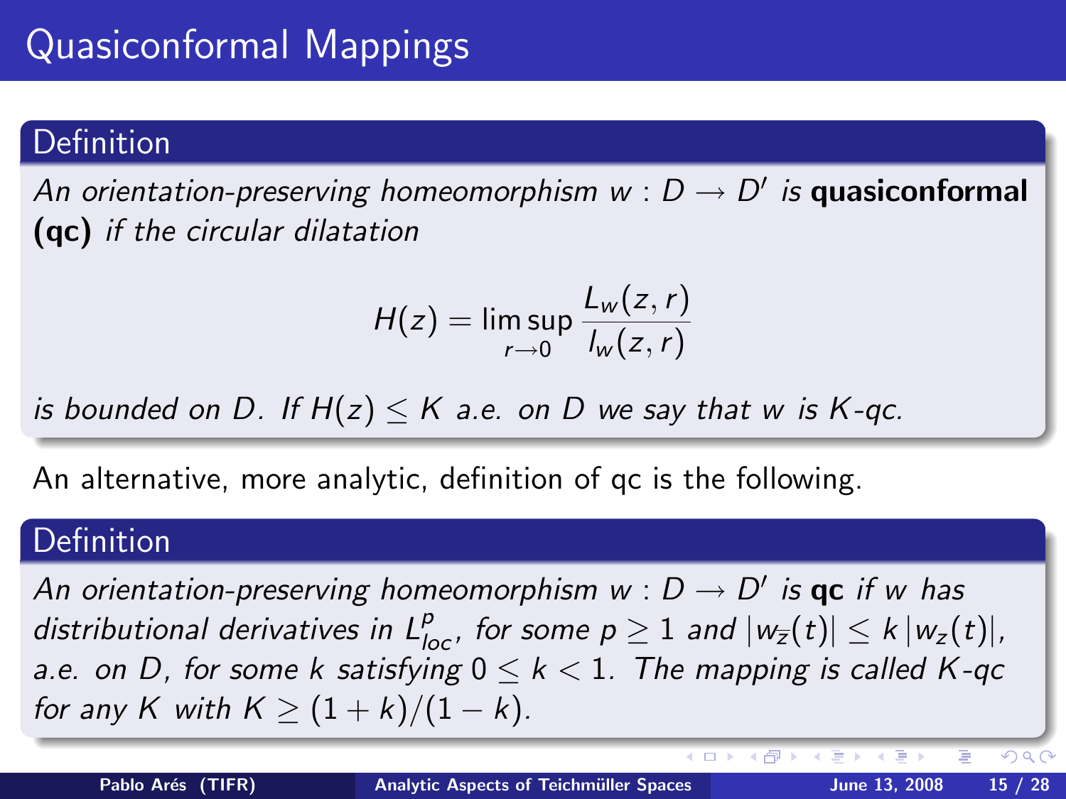# Quasiconformal Mappings

**Definition**

*An orientation-preserving homeomorphism $w : D \to D'$ is* **quasiconformal (qc)** *if the circular dilatation*

$$H(z) = \limsup_{r \to 0} \frac{L_w(z,r)}{l_w(z,r)}$$

*is bounded on $D$. If $H(z) \leq K$ a.e. on $D$ we say that $w$ is $K$-qc.*

An alternative, more analytic, definition of qc is the following.

**Definition**

*An orientation-preserving homeomorphism $w : D \to D'$ is* **qc** *if $w$ has distributional derivatives in $L^p_{loc}$, for some $p \geq 1$ and $|w_{\bar{z}}(t)| \leq k\,|w_z(t)|$, a.e. on $D$, for some $k$ satisfying $0 \leq k < 1$. The mapping is called $K$-qc for any $K$ with $K \geq (1+k)/(1-k)$.*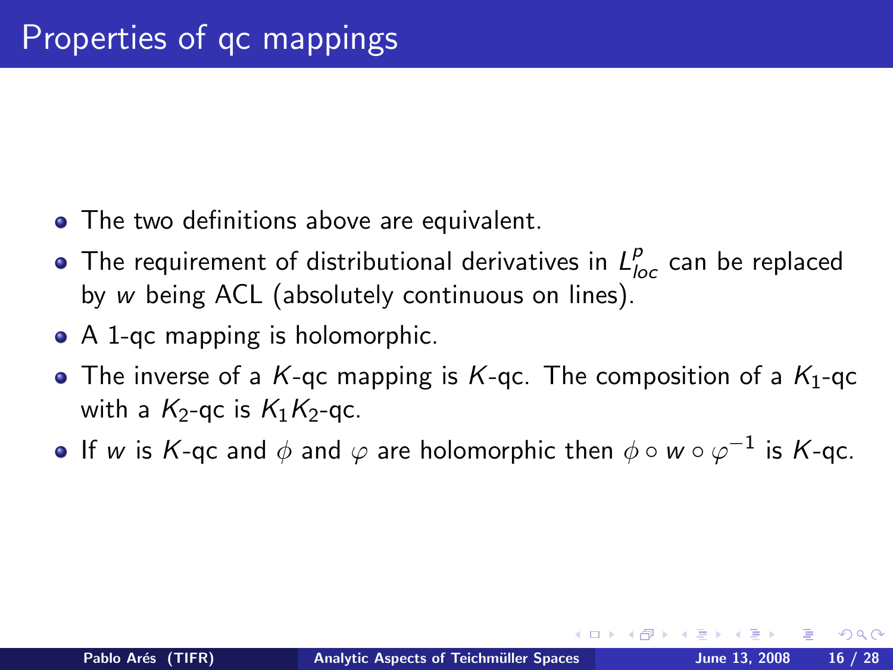# Properties of qc mappings

- The two definitions above are equivalent.
- The requirement of distributional derivatives in $L^p_{loc}$ can be replaced by $w$ being ACL (absolutely continuous on lines).
- A 1-qc mapping is holomorphic.
- The inverse of a $K$-qc mapping is $K$-qc. The composition of a $K_1$-qc with a $K_2$-qc is $K_1 K_2$-qc.
- If $w$ is $K$-qc and $\phi$ and $\varphi$ are holomorphic then $\phi \circ w \circ \varphi^{-1}$ is $K$-qc.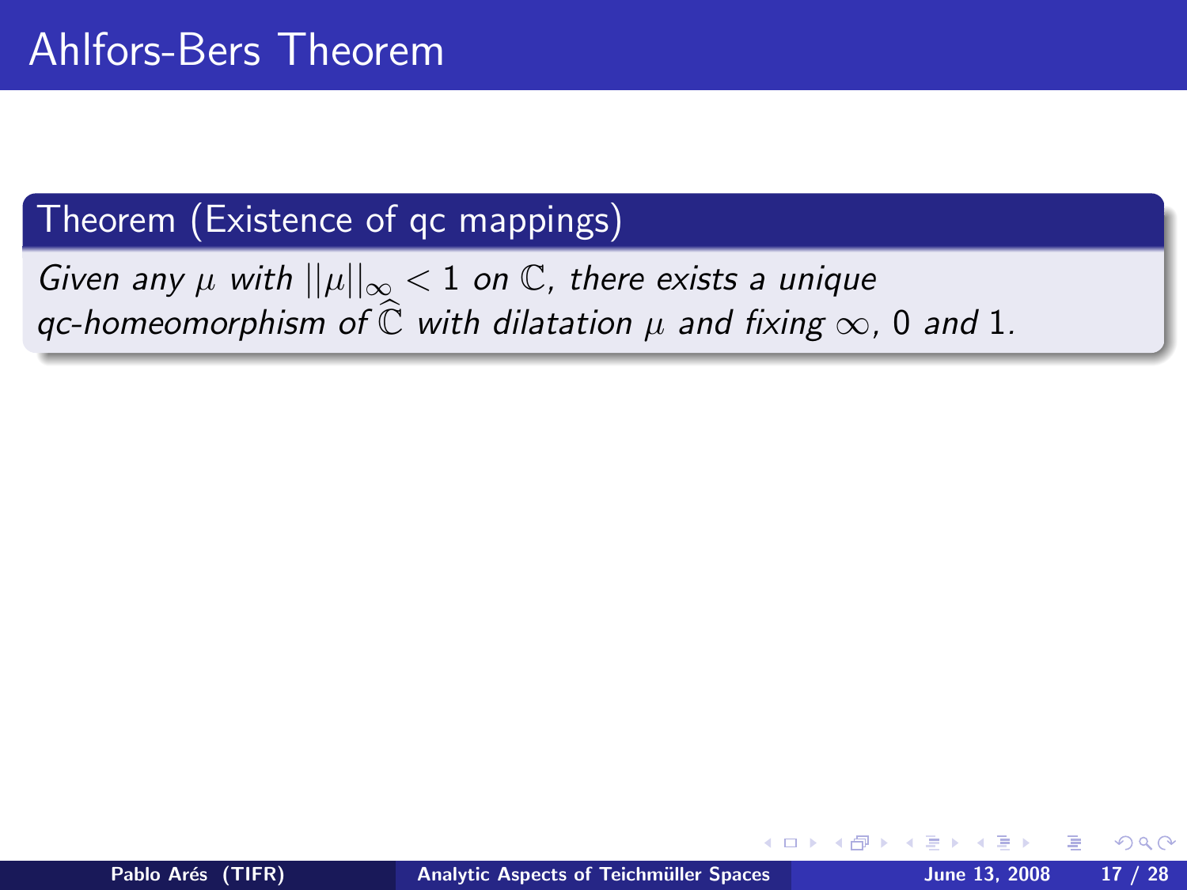# Ahlfors-Bers Theorem

**Theorem (Existence of qc mappings)**

*Given any $\mu$ with $||\mu||_\infty < 1$ on $\mathbb{C}$, there exists a unique qc-homeomorphism of $\widehat{\mathbb{C}}$ with dilatation $\mu$ and fixing $\infty$, 0 and 1.*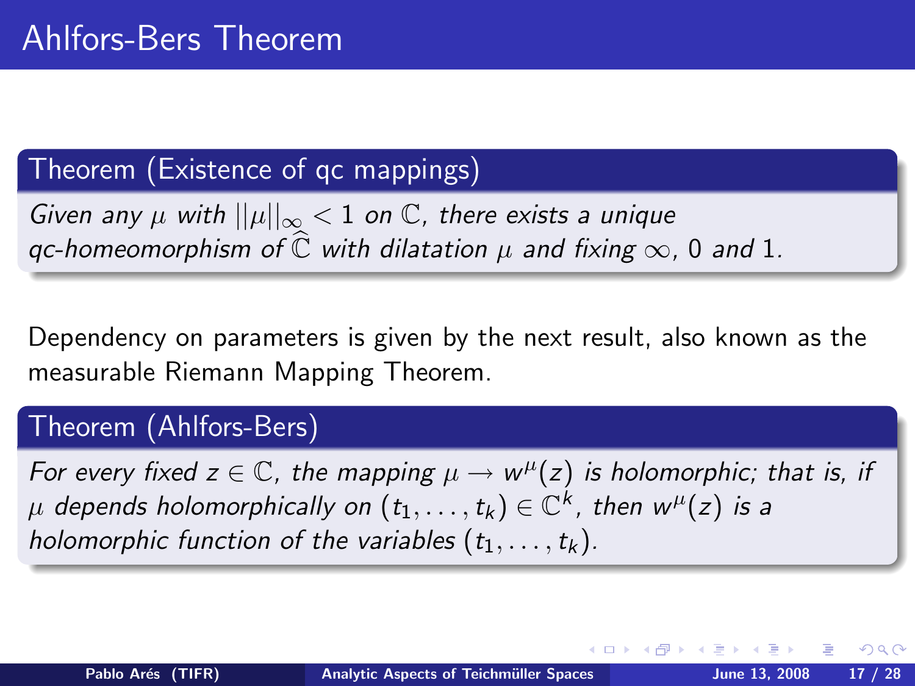# Ahlfors-Bers Theorem

**Theorem (Existence of qc mappings)**

*Given any $\mu$ with $||\mu||_\infty < 1$ on $\mathbb{C}$, there exists a unique qc-homeomorphism of $\widehat{\mathbb{C}}$ with dilatation $\mu$ and fixing $\infty$, 0 and 1.*

Dependency on parameters is given by the next result, also known as the measurable Riemann Mapping Theorem.

**Theorem (Ahlfors-Bers)**

*For every fixed $z \in \mathbb{C}$, the mapping $\mu \to w^\mu(z)$ is holomorphic; that is, if $\mu$ depends holomorphically on $(t_1, \ldots, t_k) \in \mathbb{C}^k$, then $w^\mu(z)$ is a holomorphic function of the variables $(t_1, \ldots, t_k)$.*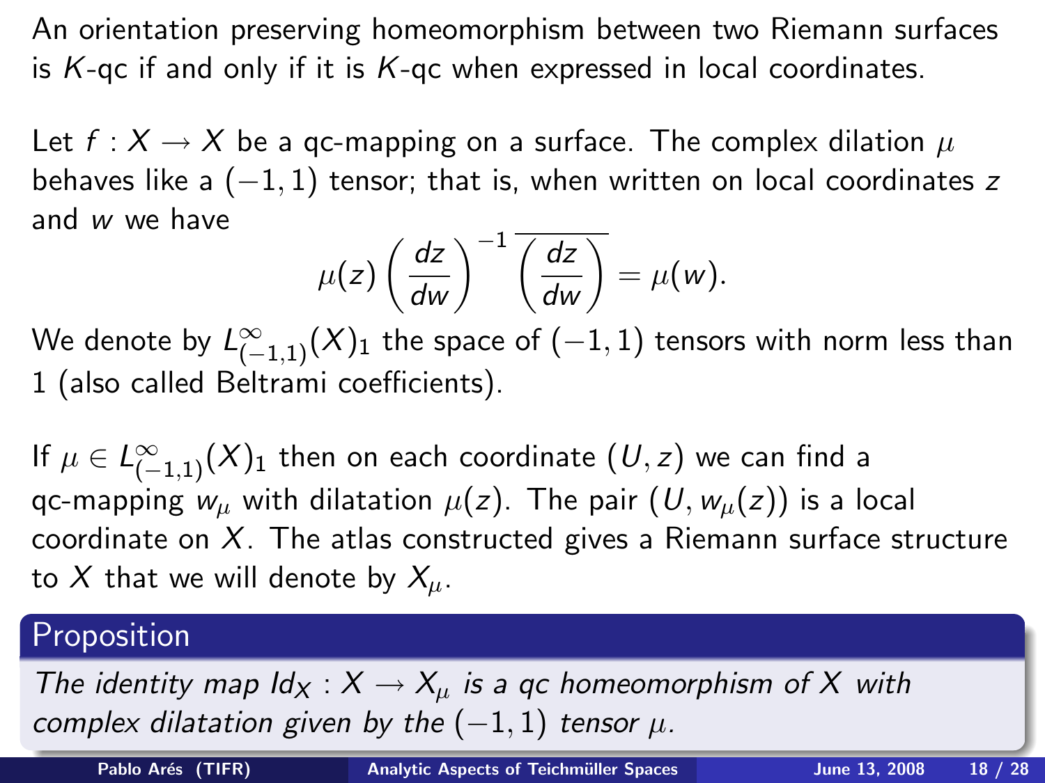An orientation preserving homeomorphism between two Riemann surfaces is $K$-qc if and only if it is $K$-qc when expressed in local coordinates.

Let $f : X \to X$ be a qc-mapping on a surface. The complex dilation $\mu$ behaves like a $(-1,1)$ tensor; that is, when written on local coordinates $z$ and $w$ we have

$$\mu(z) \left(\frac{dz}{dw}\right)^{-1} \overline{\left(\frac{dz}{dw}\right)} = \mu(w).$$

We denote by $L^{\infty}_{(-1,1)}(X)_1$ the space of $(-1,1)$ tensors with norm less than 1 (also called Beltrami coefficients).

If $\mu \in L^{\infty}_{(-1,1)}(X)_1$ then on each coordinate $(U, z)$ we can find a qc-mapping $w_\mu$ with dilatation $\mu(z)$. The pair $(U, w_\mu(z))$ is a local coordinate on $X$. The atlas constructed gives a Riemann surface structure to $X$ that we will denote by $X_\mu$.

**Proposition**

*The identity map $Id_X : X \to X_\mu$ is a qc homeomorphism of $X$ with complex dilatation given by the $(-1,1)$ tensor $\mu$.*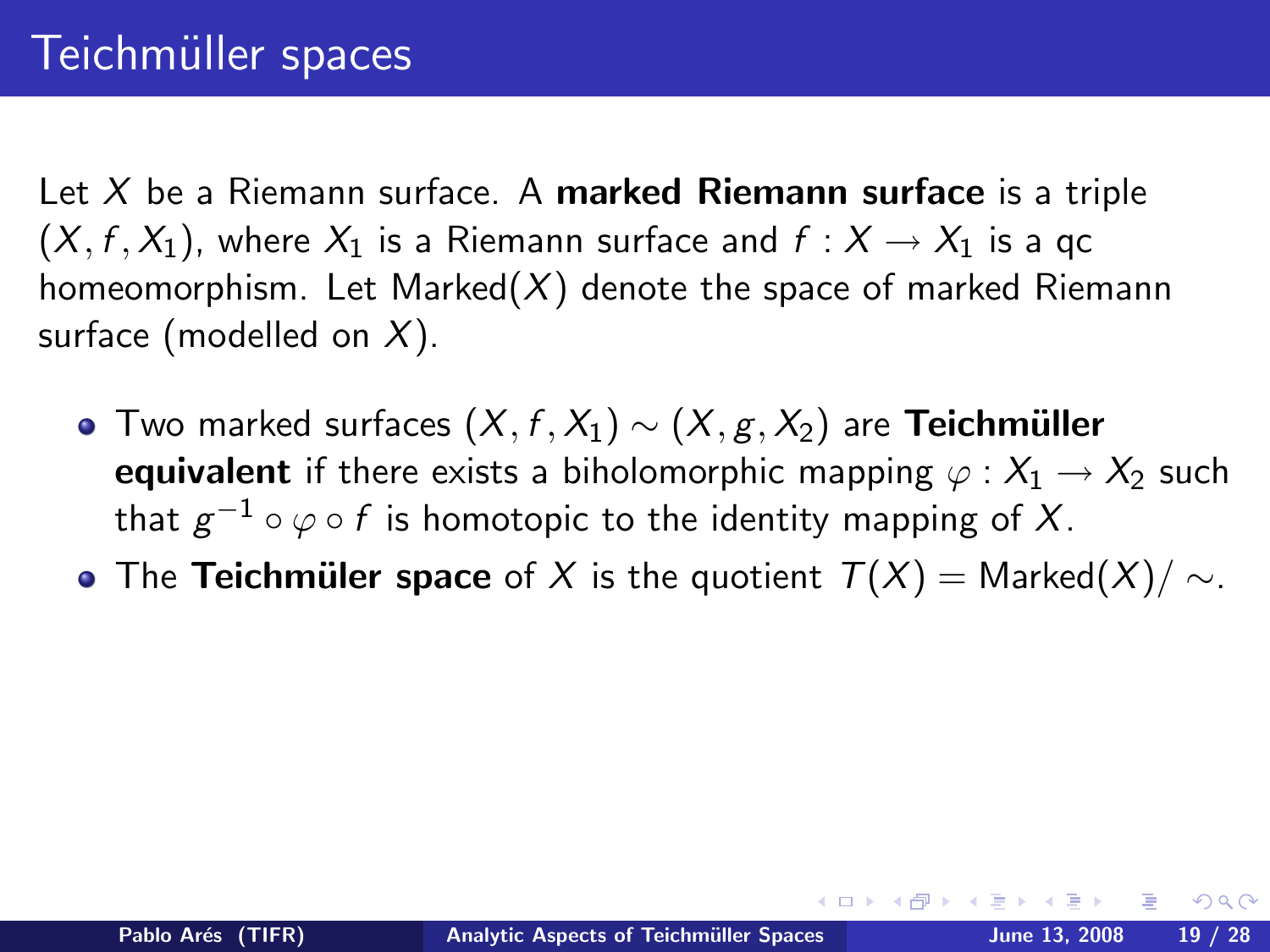# Teichmüller spaces

Let $X$ be a Riemann surface. A **marked Riemann surface** is a triple $(X, f, X_1)$, where $X_1$ is a Riemann surface and $f : X \to X_1$ is a qc homeomorphism. Let $\text{Marked}(X)$ denote the space of marked Riemann surface (modelled on $X$).

- Two marked surfaces $(X, f, X_1) \sim (X, g, X_2)$ are **Teichmüller equivalent** if there exists a biholomorphic mapping $\varphi : X_1 \to X_2$ such that $g^{-1} \circ \varphi \circ f$ is homotopic to the identity mapping of $X$.
- The **Teichmüler space** of $X$ is the quotient $T(X) = \text{Marked}(X)/\sim$.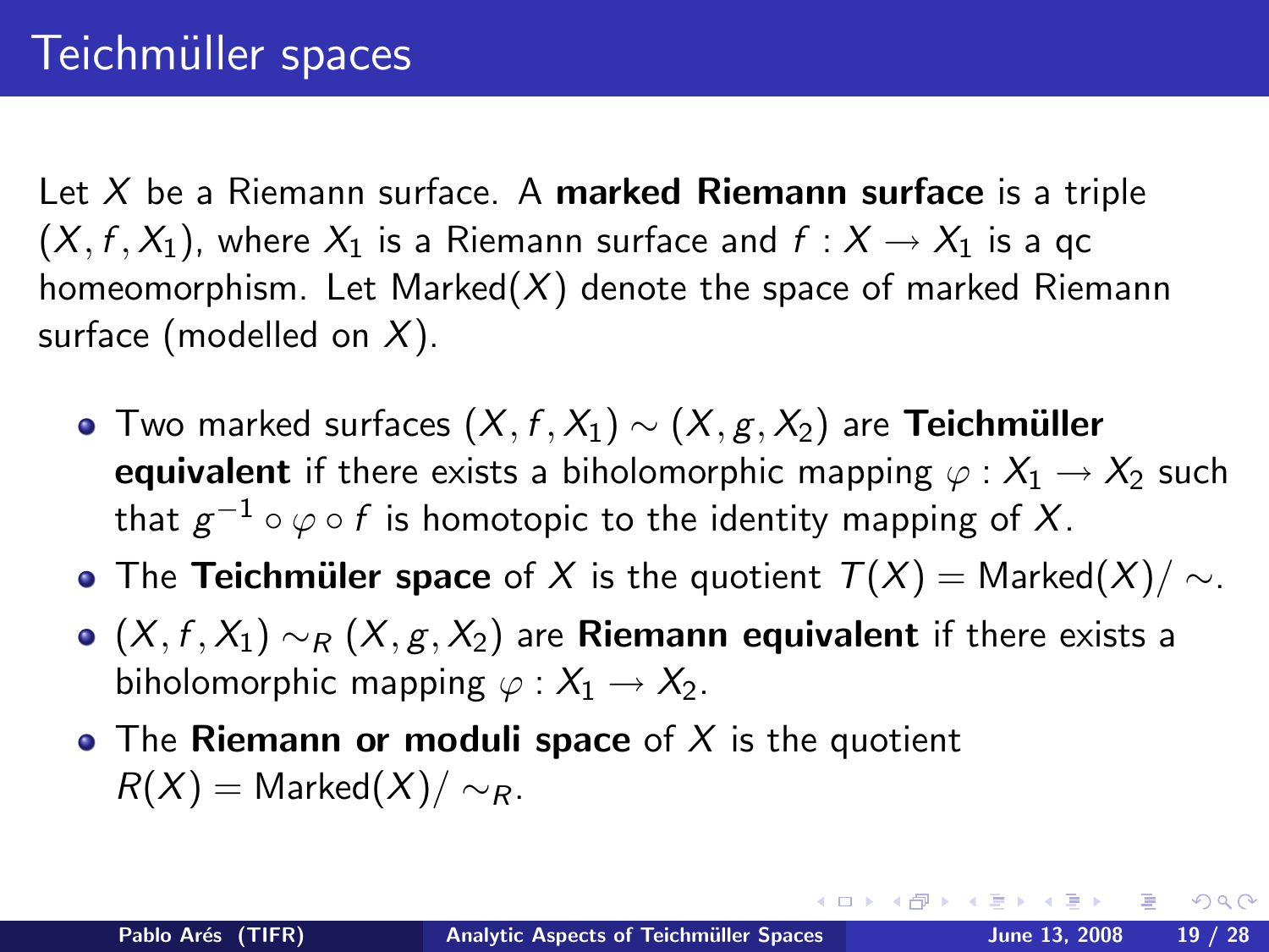# Teichmüller spaces

Let $X$ be a Riemann surface. A **marked Riemann surface** is a triple $(X, f, X_1)$, where $X_1$ is a Riemann surface and $f : X \to X_1$ is a qc homeomorphism. Let Marked$(X)$ denote the space of marked Riemann surface (modelled on $X$).

- Two marked surfaces $(X, f, X_1) \sim (X, g, X_2)$ are **Teichmüller equivalent** if there exists a biholomorphic mapping $\varphi : X_1 \to X_2$ such that $g^{-1} \circ \varphi \circ f$ is homotopic to the identity mapping of $X$.
- The **Teichmüler space** of $X$ is the quotient $T(X) = \text{Marked}(X)/\sim$.
- $(X, f, X_1) \sim_R (X, g, X_2)$ are **Riemann equivalent** if there exists a biholomorphic mapping $\varphi : X_1 \to X_2$.
- The **Riemann or moduli space** of $X$ is the quotient $R(X) = \text{Marked}(X)/\sim_R$.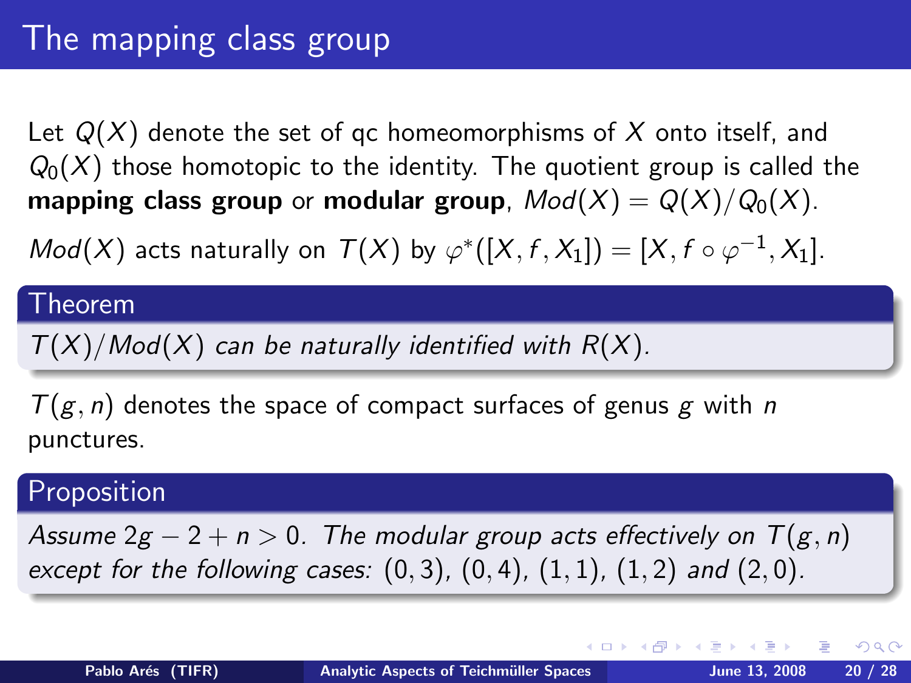# The mapping class group

Let $Q(X)$ denote the set of qc homeomorphisms of $X$ onto itself, and $Q_0(X)$ those homotopic to the identity. The quotient group is called the **mapping class group** or **modular group**, $Mod(X) = Q(X)/Q_0(X)$.

$Mod(X)$ acts naturally on $T(X)$ by $\varphi^*([X, f, X_1]) = [X, f \circ \varphi^{-1}, X_1]$.

**Theorem**

*$T(X)/Mod(X)$ can be naturally identified with $R(X)$.*

$T(g, n)$ denotes the space of compact surfaces of genus $g$ with $n$ punctures.

**Proposition**

*Assume $2g - 2 + n > 0$. The modular group acts effectively on $T(g, n)$ except for the following cases: $(0, 3)$, $(0, 4)$, $(1, 1)$, $(1, 2)$ and $(2, 0)$.*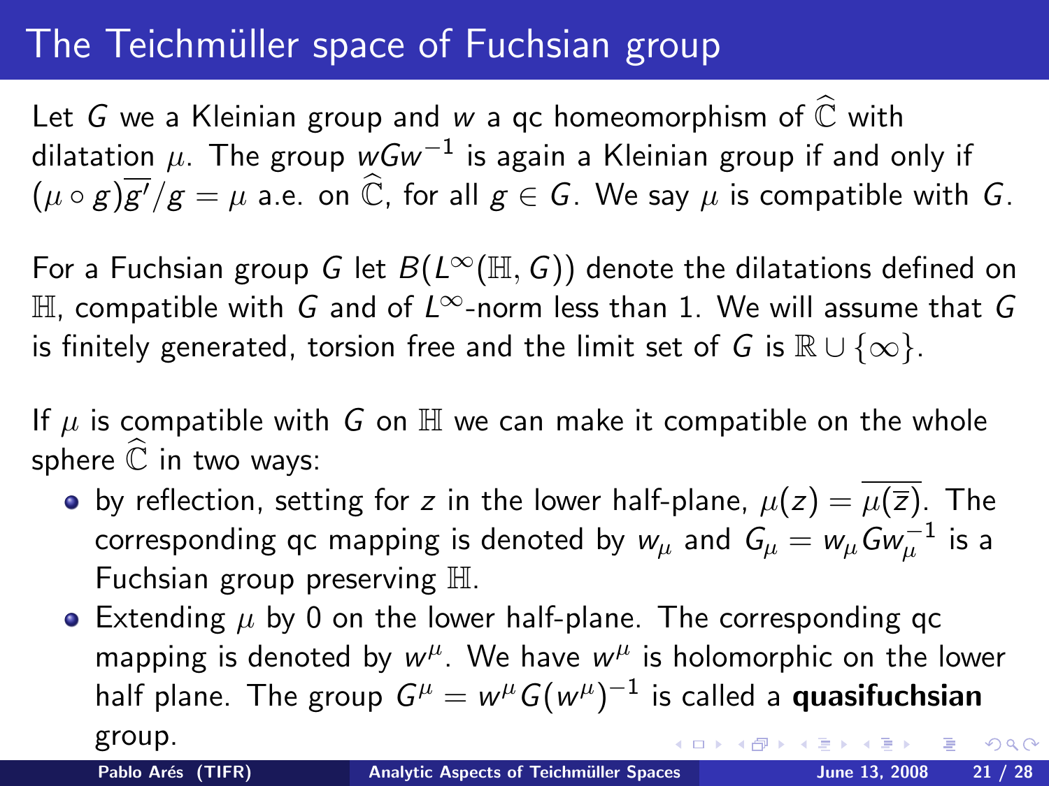# The Teichmüller space of Fuchsian group

Let $G$ we a Kleinian group and $w$ a qc homeomorphism of $\widehat{\mathbb{C}}$ with dilatation $\mu$. The group $wGw^{-1}$ is again a Kleinian group if and only if $(\mu \circ g)\overline{g'}/g = \mu$ a.e. on $\widehat{\mathbb{C}}$, for all $g \in G$. We say $\mu$ is compatible with $G$.

For a Fuchsian group $G$ let $B(L^\infty(\mathbb{H}, G))$ denote the dilatations defined on $\mathbb{H}$, compatible with $G$ and of $L^\infty$-norm less than 1. We will assume that $G$ is finitely generated, torsion free and the limit set of $G$ is $\mathbb{R} \cup \{\infty\}$.

If $\mu$ is compatible with $G$ on $\mathbb{H}$ we can make it compatible on the whole sphere $\widehat{\mathbb{C}}$ in two ways:

- by reflection, setting for $z$ in the lower half-plane, $\mu(z) = \overline{\mu(\overline{z})}$. The corresponding qc mapping is denoted by $w_\mu$ and $G_\mu = w_\mu G w_\mu^{-1}$ is a Fuchsian group preserving $\mathbb{H}$.
- Extending $\mu$ by 0 on the lower half-plane. The corresponding qc mapping is denoted by $w^\mu$. We have $w^\mu$ is holomorphic on the lower half plane. The group $G^\mu = w^\mu G (w^\mu)^{-1}$ is called a **quasifuchsian** group.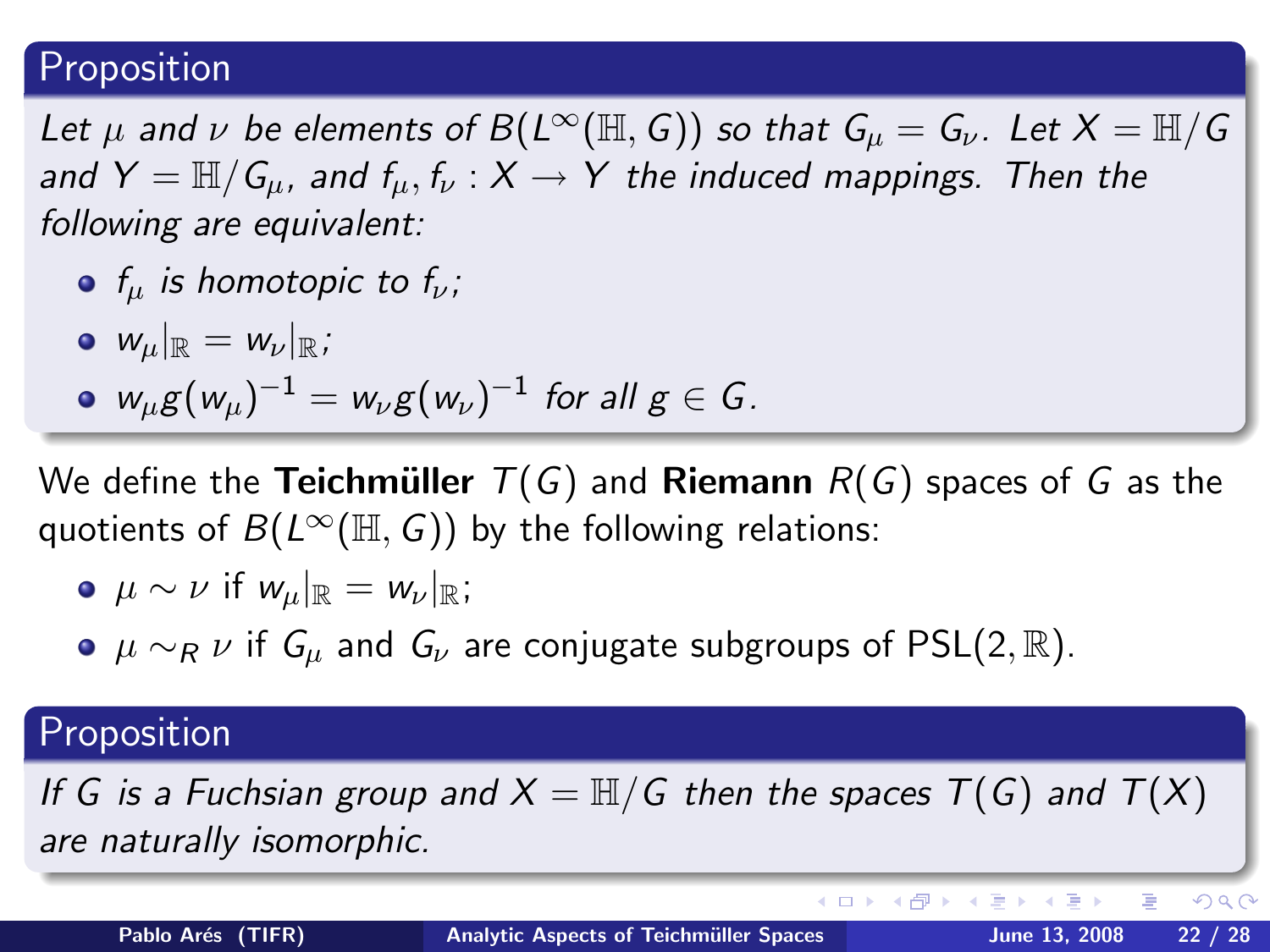### Proposition

*Let $\mu$ and $\nu$ be elements of $B(L^\infty(\mathbb{H}, G))$ so that $G_\mu = G_\nu$. Let $X = \mathbb{H}/G$ and $Y = \mathbb{H}/G_\mu$, and $f_\mu, f_\nu : X \to Y$ the induced mappings. Then the following are equivalent:*

- *$f_\mu$ is homotopic to $f_\nu$;*
- *$w_\mu|_\mathbb{R} = w_\nu|_\mathbb{R}$;*
- *$w_\mu g(w_\mu)^{-1} = w_\nu g(w_\nu)^{-1}$ for all $g \in G$.*

We define the **Teichmüller** $T(G)$ and **Riemann** $R(G)$ spaces of $G$ as the quotients of $B(L^\infty(\mathbb{H}, G))$ by the following relations:

- $\mu \sim \nu$ if $w_\mu|_\mathbb{R} = w_\nu|_\mathbb{R}$;
- $\mu \sim_R \nu$ if $G_\mu$ and $G_\nu$ are conjugate subgroups of $\mathrm{PSL}(2, \mathbb{R})$.

### Proposition

*If $G$ is a Fuchsian group and $X = \mathbb{H}/G$ then the spaces $T(G)$ and $T(X)$ are naturally isomorphic.*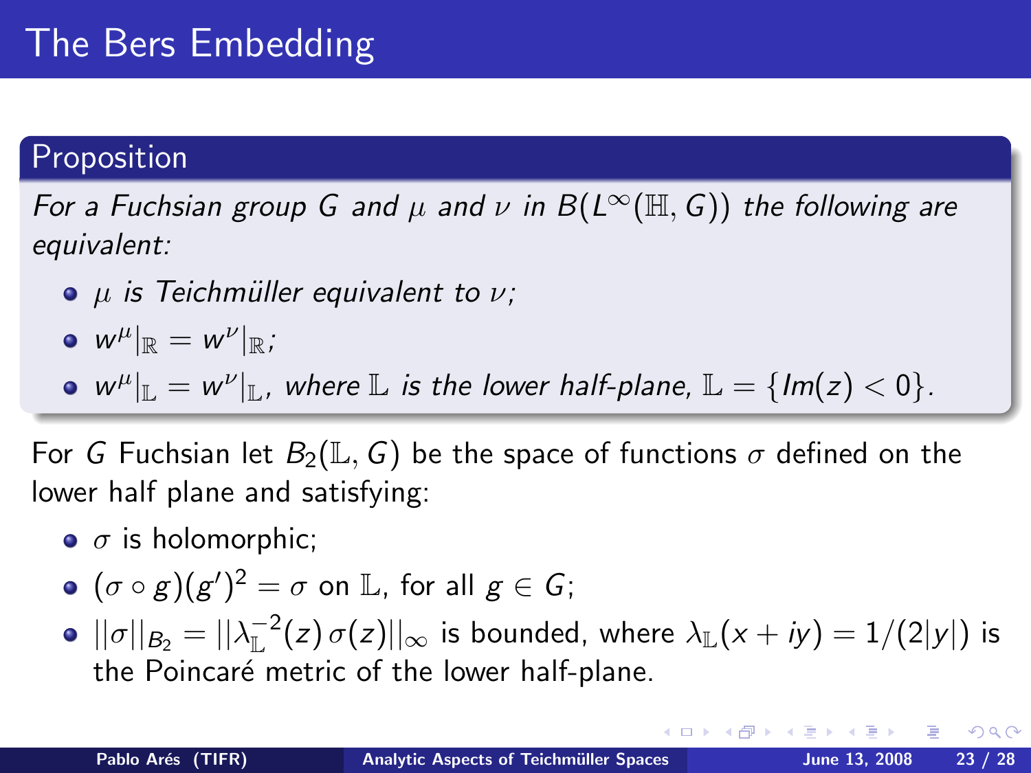# The Bers Embedding

**Proposition**

*For a Fuchsian group $G$ and $\mu$ and $\nu$ in $B(L^\infty(\mathbb{H}, G))$ the following are equivalent:*

- *$\mu$ is Teichmüller equivalent to $\nu$;*
- *$w^\mu|_{\mathbb{R}} = w^\nu|_{\mathbb{R}}$;*
- *$w^\mu|_{\mathbb{L}} = w^\nu|_{\mathbb{L}}$, where $\mathbb{L}$ is the lower half-plane, $\mathbb{L} = \{Im(z) < 0\}$.*

For $G$ Fuchsian let $B_2(\mathbb{L}, G)$ be the space of functions $\sigma$ defined on the lower half plane and satisfying:

- $\sigma$ is holomorphic;
- $(\sigma \circ g)(g')^2 = \sigma$ on $\mathbb{L}$, for all $g \in G$;
- $||\sigma||_{B_2} = ||\lambda_{\mathbb{L}}^{-2}(z)\,\sigma(z)||_\infty$ is bounded, where $\lambda_{\mathbb{L}}(x + iy) = 1/(2|y|)$ is the Poincaré metric of the lower half-plane.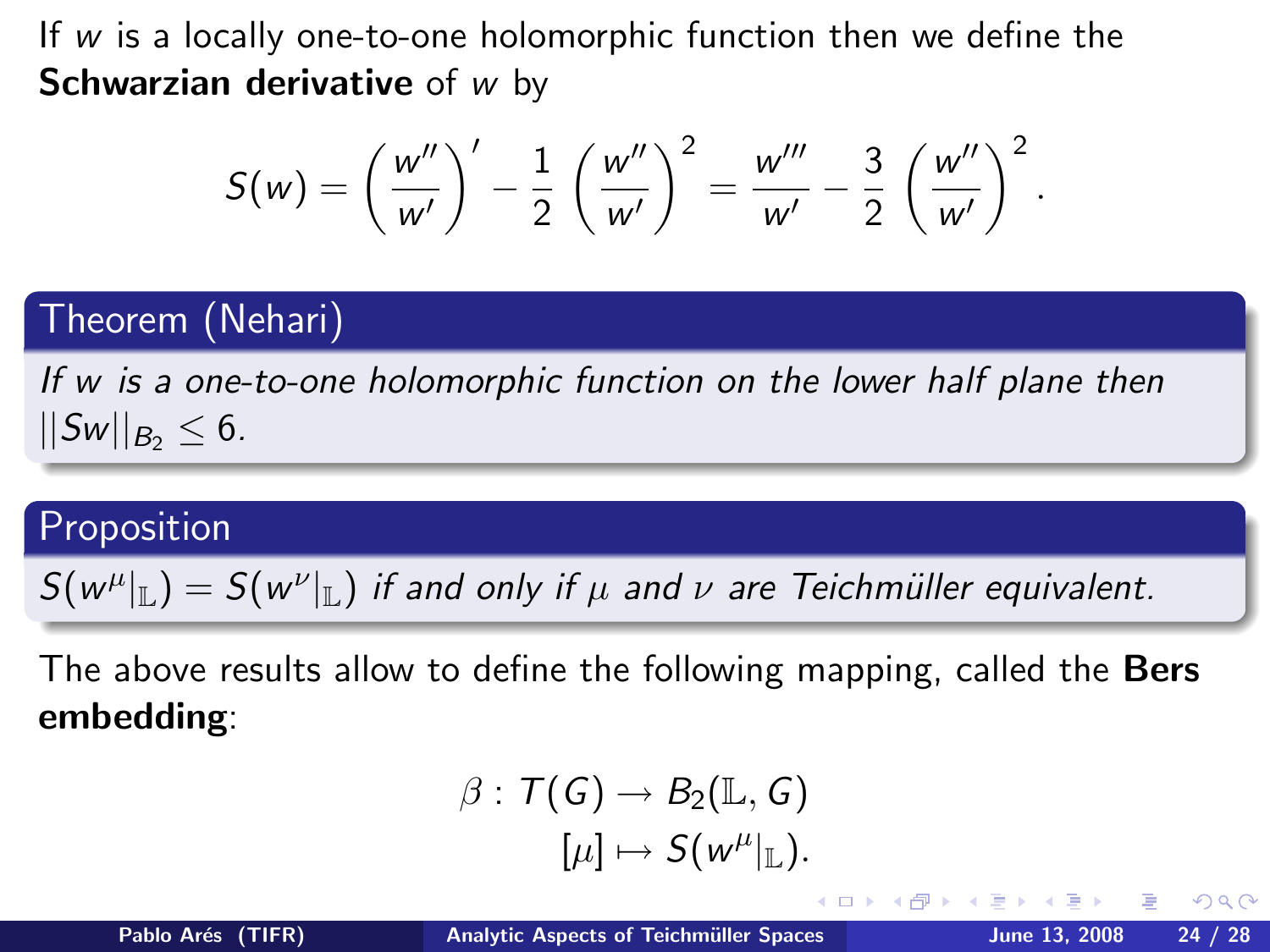If $w$ is a locally one-to-one holomorphic function then we define the **Schwarzian derivative** of $w$ by

$$S(w) = \left(\frac{w''}{w'}\right)' - \frac{1}{2}\left(\frac{w''}{w'}\right)^2 = \frac{w'''}{w'} - \frac{3}{2}\left(\frac{w''}{w'}\right)^2.$$

**Theorem (Nehari)**

*If $w$ is a one-to-one holomorphic function on the lower half plane then $||Sw||_{B_2} \leq 6$.*

**Proposition**

*$S(w^{\mu}|_{\mathbb{L}}) = S(w^{\nu}|_{\mathbb{L}})$ if and only if $\mu$ and $\nu$ are Teichmüller equivalent.*

The above results allow to define the following mapping, called the **Bers embedding**:

$$\beta : T(G) \rightarrow B_2(\mathbb{L}, G)$$
$$[\mu] \mapsto S(w^{\mu}|_{\mathbb{L}}).$$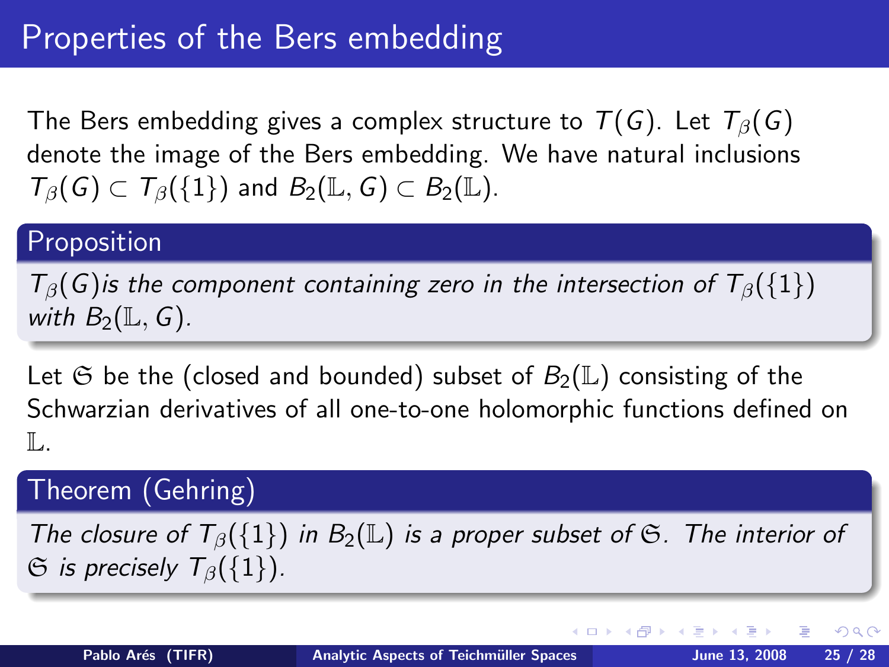# Properties of the Bers embedding

The Bers embedding gives a complex structure to $T(G)$. Let $T_\beta(G)$ denote the image of the Bers embedding. We have natural inclusions $T_\beta(G) \subset T_\beta(\{1\})$ and $B_2(\mathbb{L}, G) \subset B_2(\mathbb{L})$.

**Proposition**

*$T_\beta(G)$ is the component containing zero in the intersection of $T_\beta(\{1\})$ with $B_2(\mathbb{L}, G)$.*

Let $\mathfrak{S}$ be the (closed and bounded) subset of $B_2(\mathbb{L})$ consisting of the Schwarzian derivatives of all one-to-one holomorphic functions defined on $\mathbb{L}$.

**Theorem (Gehring)**

*The closure of $T_\beta(\{1\})$ in $B_2(\mathbb{L})$ is a proper subset of $\mathfrak{S}$. The interior of $\mathfrak{S}$ is precisely $T_\beta(\{1\})$.*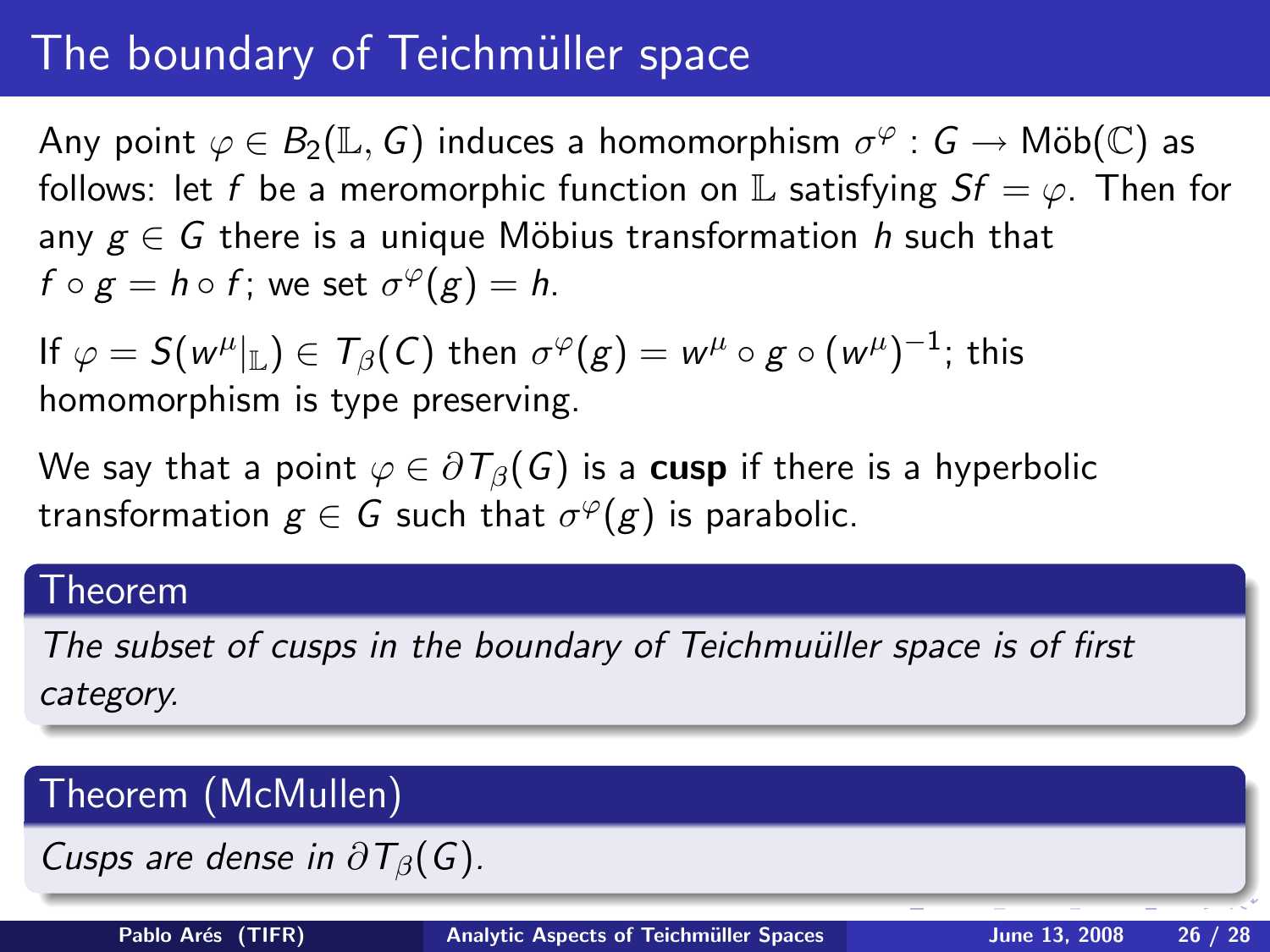# The boundary of Teichmüller space

Any point $\varphi \in B_2(\mathbb{L}, G)$ induces a homomorphism $\sigma^\varphi : G \to \text{Möb}(\mathbb{C})$ as follows: let $f$ be a meromorphic function on $\mathbb{L}$ satisfying $Sf = \varphi$. Then for any $g \in G$ there is a unique Möbius transformation $h$ such that $f \circ g = h \circ f$; we set $\sigma^\varphi(g) = h$.

If $\varphi = S(w^\mu|_{\mathbb{L}}) \in T_\beta(C)$ then $\sigma^\varphi(g) = w^\mu \circ g \circ (w^\mu)^{-1}$; this homomorphism is type preserving.

We say that a point $\varphi \in \partial T_\beta(G)$ is a **cusp** if there is a hyperbolic transformation $g \in G$ such that $\sigma^\varphi(g)$ is parabolic.

**Theorem**

*The subset of cusps in the boundary of Teichmuüller space is of first category.*

**Theorem (McMullen)**

*Cusps are dense in $\partial T_\beta(G)$.*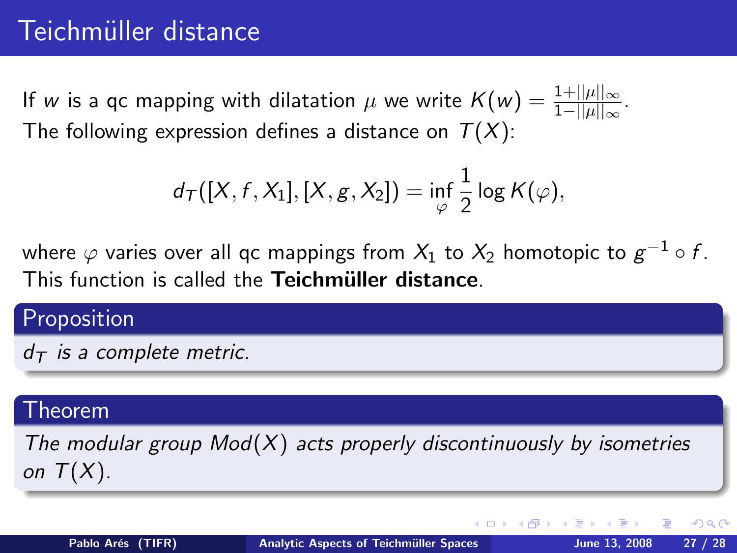# Teichmüller distance

If $w$ is a qc mapping with dilatation $\mu$ we write $K(w) = \frac{1+||\mu||_\infty}{1-||\mu||_\infty}$.
The following expression defines a distance on $T(X)$:

$$d_T([X, f, X_1], [X, g, X_2]) = \inf_{\varphi} \frac{1}{2} \log K(\varphi),$$

where $\varphi$ varies over all qc mappings from $X_1$ to $X_2$ homotopic to $g^{-1} \circ f$.
This function is called the **Teichmüller distance**.

**Proposition**

*$d_T$ is a complete metric.*

**Theorem**

*The modular group $Mod(X)$ acts properly discontinuously by isometries on $T(X)$.*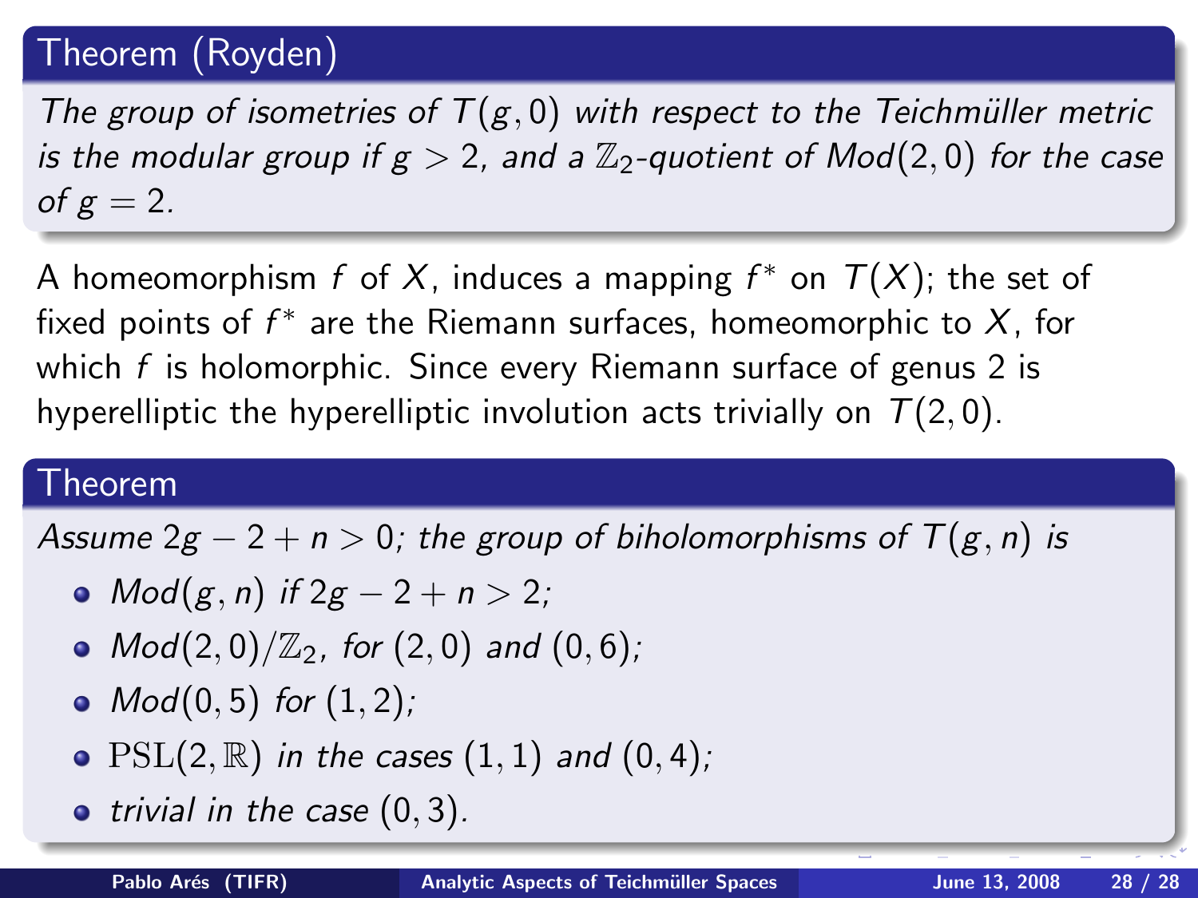### Theorem (Royden)

*The group of isometries of $T(g,0)$ with respect to the Teichmüller metric is the modular group if $g > 2$, and a $\mathbb{Z}_2$-quotient of $Mod(2,0)$ for the case of $g = 2$.*

A homeomorphism $f$ of $X$, induces a mapping $f^*$ on $T(X)$; the set of fixed points of $f^*$ are the Riemann surfaces, homeomorphic to $X$, for which $f$ is holomorphic. Since every Riemann surface of genus 2 is hyperelliptic the hyperelliptic involution acts trivially on $T(2,0)$.

### Theorem

*Assume $2g - 2 + n > 0$; the group of biholomorphisms of $T(g,n)$ is*

- *$Mod(g,n)$ if $2g - 2 + n > 2$;*
- *$Mod(2,0)/\mathbb{Z}_2$, for $(2,0)$ and $(0,6)$;*
- *$Mod(0,5)$ for $(1,2)$;*
- *$\mathrm{PSL}(2,\mathbb{R})$ in the cases $(1,1)$ and $(0,4)$;*
- *trivial in the case $(0,3)$.*